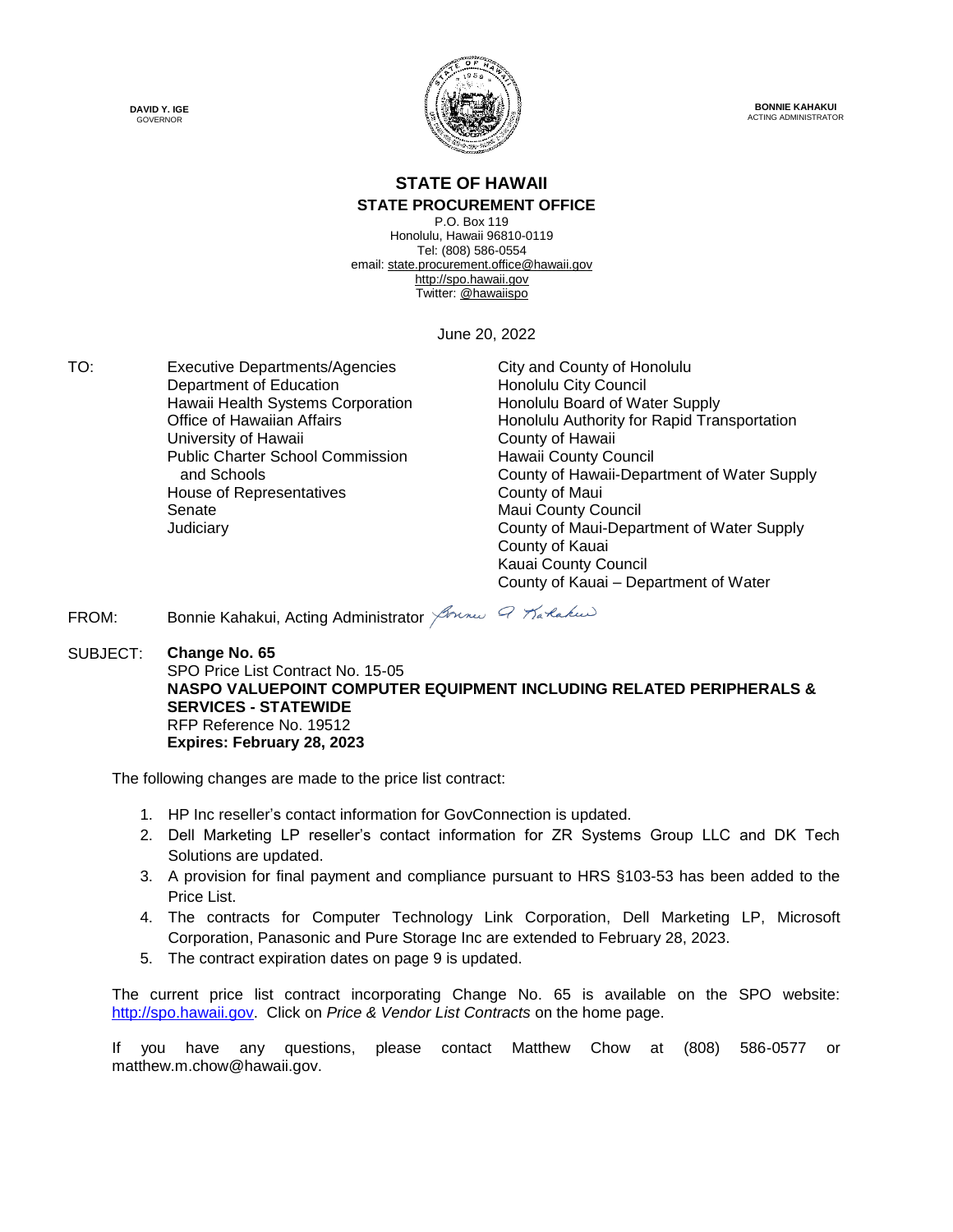**DAVID Y. IGE**
GOVERNOR

**BONNIE KAHAKUI**
ACTING ADMINISTRATOR

## STATE OF HAWAII
### STATE PROCUREMENT OFFICE

P.O. Box 119
Honolulu, Hawaii 96810-0119
Tel: (808) 586-0554
email: state.procurement.office@hawaii.gov
http://spo.hawaii.gov
Twitter: @hawaiispo

June 20, 2022

TO:
Executive Departments/Agencies
Department of Education
Hawaii Health Systems Corporation
Office of Hawaiian Affairs
University of Hawaii
Public Charter School Commission and Schools
House of Representatives
Senate
Judiciary
City and County of Honolulu
Honolulu City Council
Honolulu Board of Water Supply
Honolulu Authority for Rapid Transportation
County of Hawaii
Hawaii County Council
County of Hawaii-Department of Water Supply
County of Maui
Maui County Council
County of Maui-Department of Water Supply
County of Kauai
Kauai County Council
County of Kauai – Department of Water

FROM: Bonnie Kahakui, Acting Administrator

SUBJECT: **Change No. 65**
SPO Price List Contract No. 15-05
**NASPO VALUEPOINT COMPUTER EQUIPMENT INCLUDING RELATED PERIPHERALS & SERVICES - STATEWIDE**
RFP Reference No. 19512
**Expires: February 28, 2023**

The following changes are made to the price list contract:

1. HP Inc reseller's contact information for GovConnection is updated.
2. Dell Marketing LP reseller's contact information for ZR Systems Group LLC and DK Tech Solutions are updated.
3. A provision for final payment and compliance pursuant to HRS §103-53 has been added to the Price List.
4. The contracts for Computer Technology Link Corporation, Dell Marketing LP, Microsoft Corporation, Panasonic and Pure Storage Inc are extended to February 28, 2023.
5. The contract expiration dates on page 9 is updated.

The current price list contract incorporating Change No. 65 is available on the SPO website: http://spo.hawaii.gov. Click on *Price & Vendor List Contracts* on the home page.

If you have any questions, please contact Matthew Chow at (808) 586-0577 or matthew.m.chow@hawaii.gov.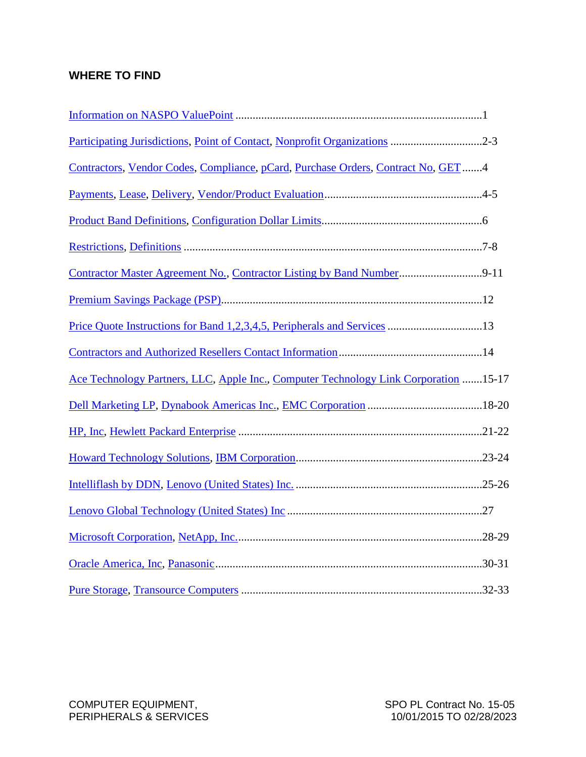## WHERE TO FIND

Information on NASPO ValuePoint ......................................................................................1

Participating Jurisdictions, Point of Contact, Nonprofit Organizations ................................2-3

Contractors, Vendor Codes, Compliance, pCard, Purchase Orders, Contract No, GET .......4

Payments, Lease, Delivery, Vendor/Product Evaluation.......................................................4-5

Product Band Definitions, Configuration Dollar Limits.......................................................6

Restrictions, Definitions .......................................................................................................7-8

Contractor Master Agreement No., Contractor Listing by Band Number.............................9-11

Premium Savings Package (PSP)..........................................................................................12

Price Quote Instructions for Band 1,2,3,4,5, Peripherals and Services .................................13

Contractors and Authorized Resellers Contact Information..................................................14

Ace Technology Partners, LLC, Apple Inc., Computer Technology Link Corporation .......15-17

Dell Marketing LP, Dynabook Americas Inc., EMC Corporation ........................................18-20

HP, Inc, Hewlett Packard Enterprise ....................................................................................21-22

Howard Technology Solutions, IBM Corporation................................................................23-24

Intelliflash by DDN, Lenovo (United States) Inc. .................................................................25-26

Lenovo Global Technology (United States) Inc ....................................................................27

Microsoft Corporation, NetApp, Inc.....................................................................................28-29

Oracle America, Inc, Panasonic............................................................................................30-31

Pure Storage, Transource Computers ...................................................................................32-33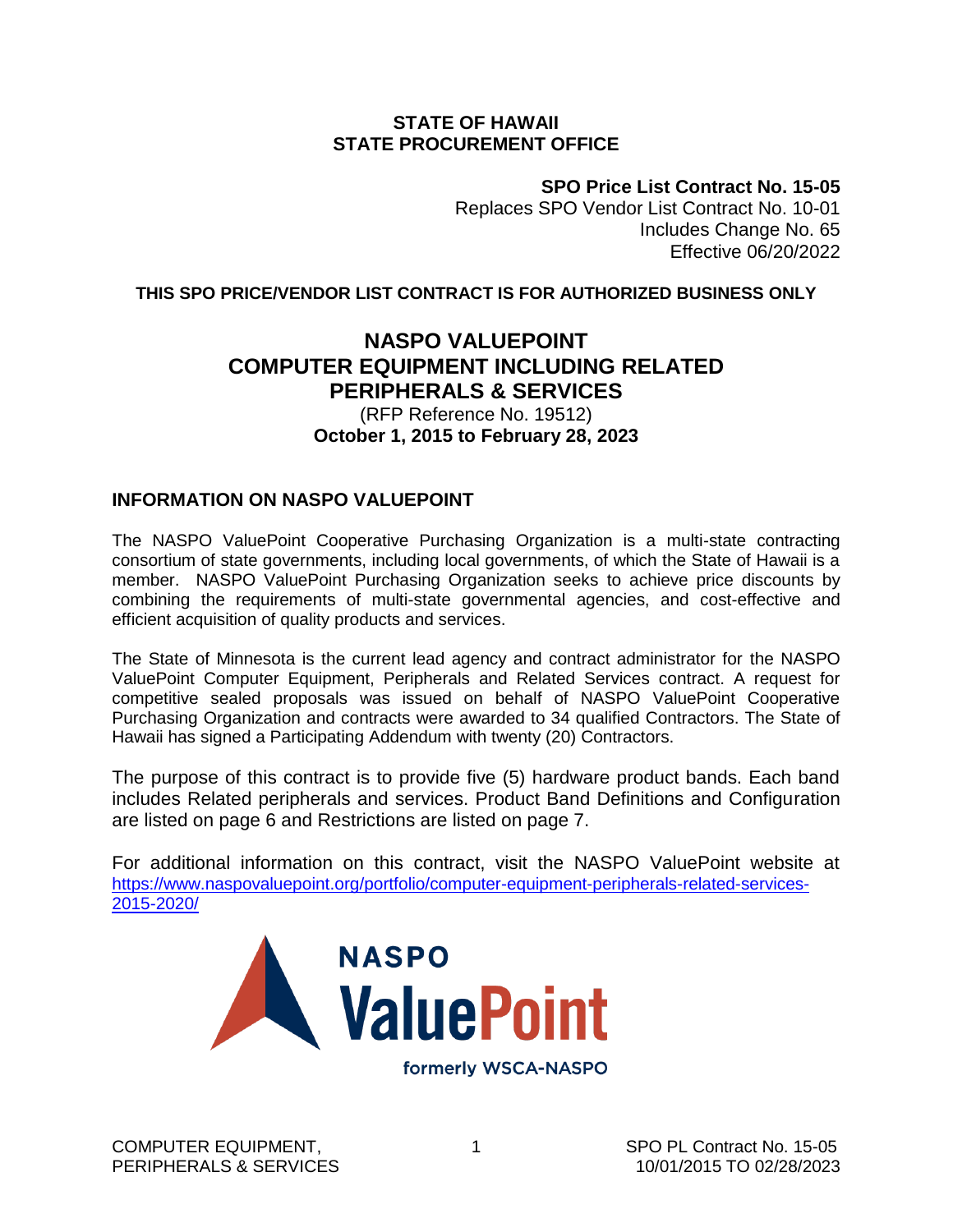**STATE OF HAWAII**
**STATE PROCUREMENT OFFICE**

**SPO Price List Contract No. 15-05**
Replaces SPO Vendor List Contract No. 10-01
Includes Change No. 65
Effective 06/20/2022

**THIS SPO PRICE/VENDOR LIST CONTRACT IS FOR AUTHORIZED BUSINESS ONLY**

# NASPO VALUEPOINT COMPUTER EQUIPMENT INCLUDING RELATED PERIPHERALS & SERVICES

(RFP Reference No. 19512)
**October 1, 2015 to February 28, 2023**

## INFORMATION ON NASPO VALUEPOINT

The NASPO ValuePoint Cooperative Purchasing Organization is a multi-state contracting consortium of state governments, including local governments, of which the State of Hawaii is a member. NASPO ValuePoint Purchasing Organization seeks to achieve price discounts by combining the requirements of multi-state governmental agencies, and cost-effective and efficient acquisition of quality products and services.

The State of Minnesota is the current lead agency and contract administrator for the NASPO ValuePoint Computer Equipment, Peripherals and Related Services contract. A request for competitive sealed proposals was issued on behalf of NASPO ValuePoint Cooperative Purchasing Organization and contracts were awarded to 34 qualified Contractors. The State of Hawaii has signed a Participating Addendum with twenty (20) Contractors.

The purpose of this contract is to provide five (5) hardware product bands. Each band includes Related peripherals and services. Product Band Definitions and Configuration are listed on page 6 and Restrictions are listed on page 7.

For additional information on this contract, visit the NASPO ValuePoint website at https://www.naspovaluepoint.org/portfolio/computer-equipment-peripherals-related-services-2015-2020/

NASPO ValuePoint
formerly WSCA-NASPO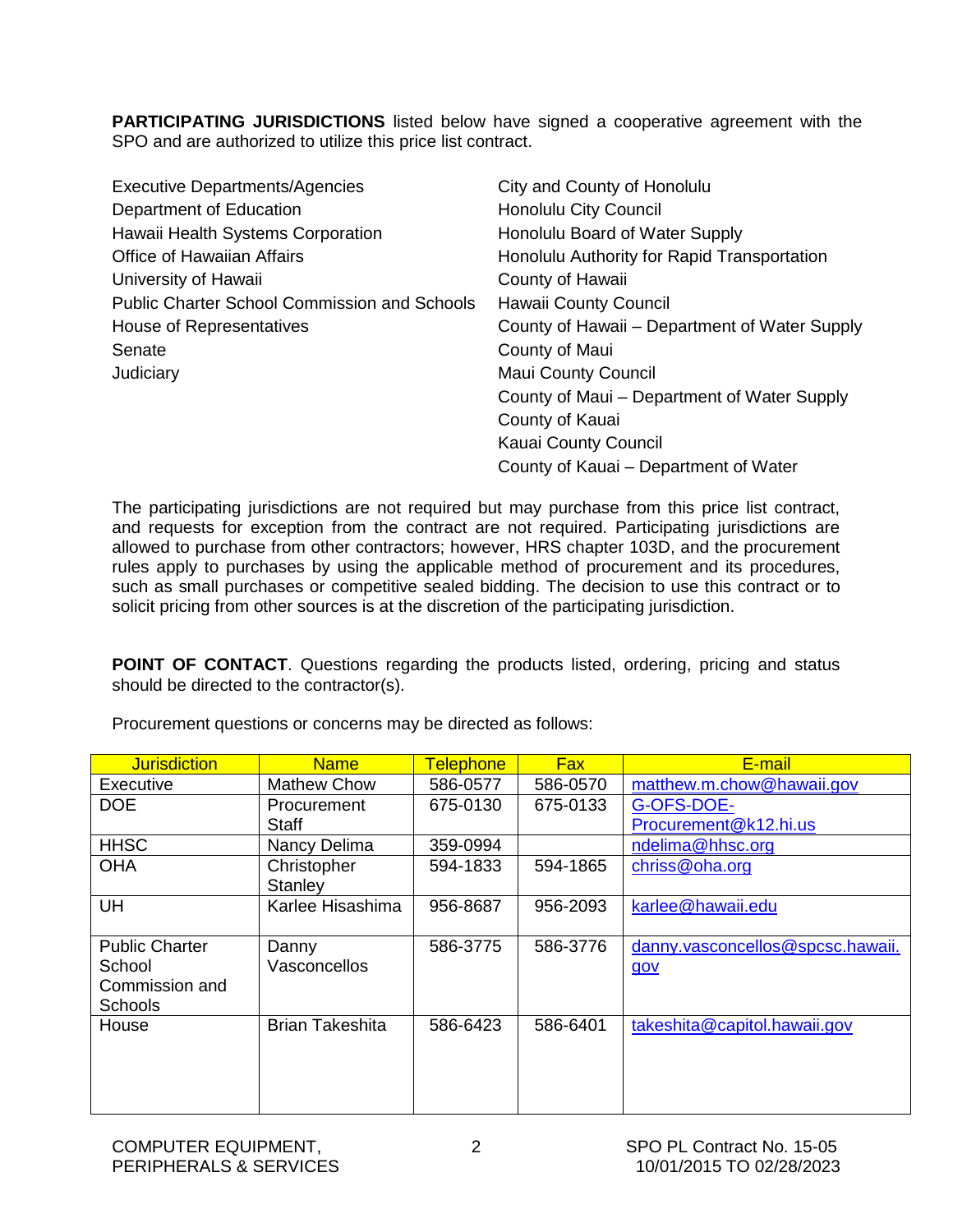**PARTICIPATING JURISDICTIONS** listed below have signed a cooperative agreement with the SPO and are authorized to utilize this price list contract.

Executive Departments/Agencies
Department of Education
Hawaii Health Systems Corporation
Office of Hawaiian Affairs
University of Hawaii
Public Charter School Commission and Schools
House of Representatives
Senate
Judiciary

City and County of Honolulu
Honolulu City Council
Honolulu Board of Water Supply
Honolulu Authority for Rapid Transportation
County of Hawaii
Hawaii County Council
County of Hawaii – Department of Water Supply
County of Maui
Maui County Council
County of Maui – Department of Water Supply
County of Kauai
Kauai County Council
County of Kauai – Department of Water

The participating jurisdictions are not required but may purchase from this price list contract, and requests for exception from the contract are not required. Participating jurisdictions are allowed to purchase from other contractors; however, HRS chapter 103D, and the procurement rules apply to purchases by using the applicable method of procurement and its procedures, such as small purchases or competitive sealed bidding. The decision to use this contract or to solicit pricing from other sources is at the discretion of the participating jurisdiction.

**POINT OF CONTACT**. Questions regarding the products listed, ordering, pricing and status should be directed to the contractor(s).

Procurement questions or concerns may be directed as follows:

| Jurisdiction | Name | Telephone | Fax | E-mail |
|---|---|---|---|---|
| Executive | Mathew Chow | 586-0577 | 586-0570 | matthew.m.chow@hawaii.gov |
| DOE | Procurement Staff | 675-0130 | 675-0133 | G-OFS-DOE-Procurement@k12.hi.us |
| HHSC | Nancy Delima | 359-0994 | | ndelima@hhsc.org |
| OHA | Christopher Stanley | 594-1833 | 594-1865 | chriss@oha.org |
| UH | Karlee Hisashima | 956-8687 | 956-2093 | karlee@hawaii.edu |
| Public Charter School Commission and Schools | Danny Vasconcellos | 586-3775 | 586-3776 | danny.vasconcellos@spcsc.hawaii.gov |
| House | Brian Takeshita | 586-6423 | 586-6401 | takeshita@capitol.hawaii.gov |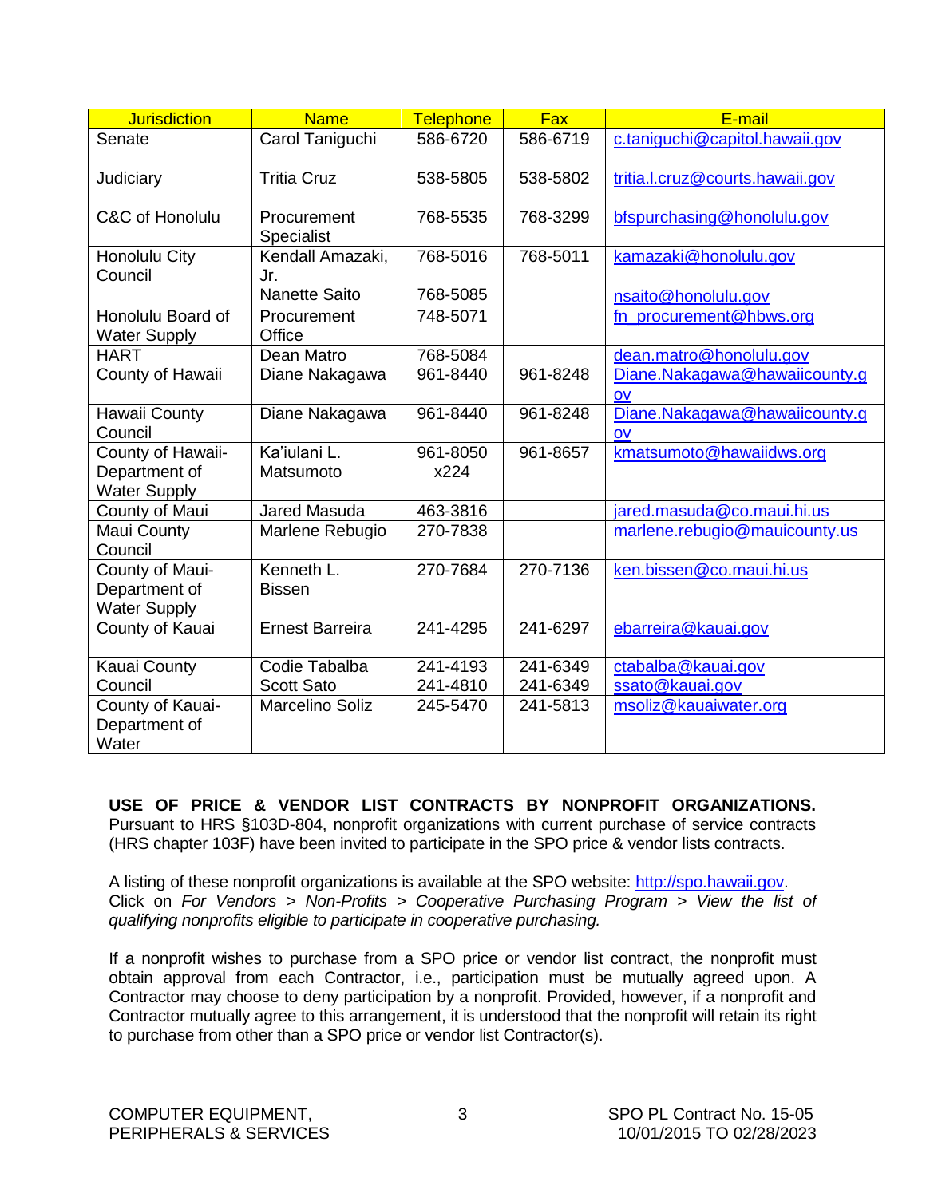| Jurisdiction | Name | Telephone | Fax | E-mail |
|---|---|---|---|---|
| Senate | Carol Taniguchi | 586-6720 | 586-6719 | c.taniguchi@capitol.hawaii.gov |
| Judiciary | Tritia Cruz | 538-5805 | 538-5802 | tritia.l.cruz@courts.hawaii.gov |
| C&C of Honolulu | Procurement Specialist | 768-5535 | 768-3299 | bfspurchasing@honolulu.gov |
| Honolulu City Council | Kendall Amazaki, Jr.<br>Nanette Saito | 768-5016<br>768-5085 | 768-5011 | kamazaki@honolulu.gov<br>nsaito@honolulu.gov |
| Honolulu Board of Water Supply | Procurement Office | 748-5071 | | fn_procurement@hbws.org |
| HART | Dean Matro | 768-5084 | | dean.matro@honolulu.gov |
| County of Hawaii | Diane Nakagawa | 961-8440 | 961-8248 | Diane.Nakagawa@hawaiicounty.gov |
| Hawaii County Council | Diane Nakagawa | 961-8440 | 961-8248 | Diane.Nakagawa@hawaiicounty.gov |
| County of Hawaii-Department of Water Supply | Ka'iulani L. Matsumoto | 961-8050 x224 | 961-8657 | kmatsumoto@hawaiidws.org |
| County of Maui | Jared Masuda | 463-3816 | | jared.masuda@co.maui.hi.us |
| Maui County Council | Marlene Rebugio | 270-7838 | | marlene.rebugio@mauicounty.us |
| County of Maui-Department of Water Supply | Kenneth L. Bissen | 270-7684 | 270-7136 | ken.bissen@co.maui.hi.us |
| County of Kauai | Ernest Barreira | 241-4295 | 241-6297 | ebarreira@kauai.gov |
| Kauai County Council | Codie Tabalba<br>Scott Sato | 241-4193<br>241-4810 | 241-6349<br>241-6349 | ctabalba@kauai.gov<br>ssato@kauai.gov |
| County of Kauai-Department of Water | Marcelino Soliz | 245-5470 | 241-5813 | msoliz@kauaiwater.org |

**USE OF PRICE & VENDOR LIST CONTRACTS BY NONPROFIT ORGANIZATIONS.** Pursuant to HRS §103D-804, nonprofit organizations with current purchase of service contracts (HRS chapter 103F) have been invited to participate in the SPO price & vendor lists contracts.

A listing of these nonprofit organizations is available at the SPO website: http://spo.hawaii.gov. Click on *For Vendors > Non-Profits > Cooperative Purchasing Program > View the list of qualifying nonprofits eligible to participate in cooperative purchasing.*

If a nonprofit wishes to purchase from a SPO price or vendor list contract, the nonprofit must obtain approval from each Contractor, i.e., participation must be mutually agreed upon. A Contractor may choose to deny participation by a nonprofit. Provided, however, if a nonprofit and Contractor mutually agree to this arrangement, it is understood that the nonprofit will retain its right to purchase from other than a SPO price or vendor list Contractor(s).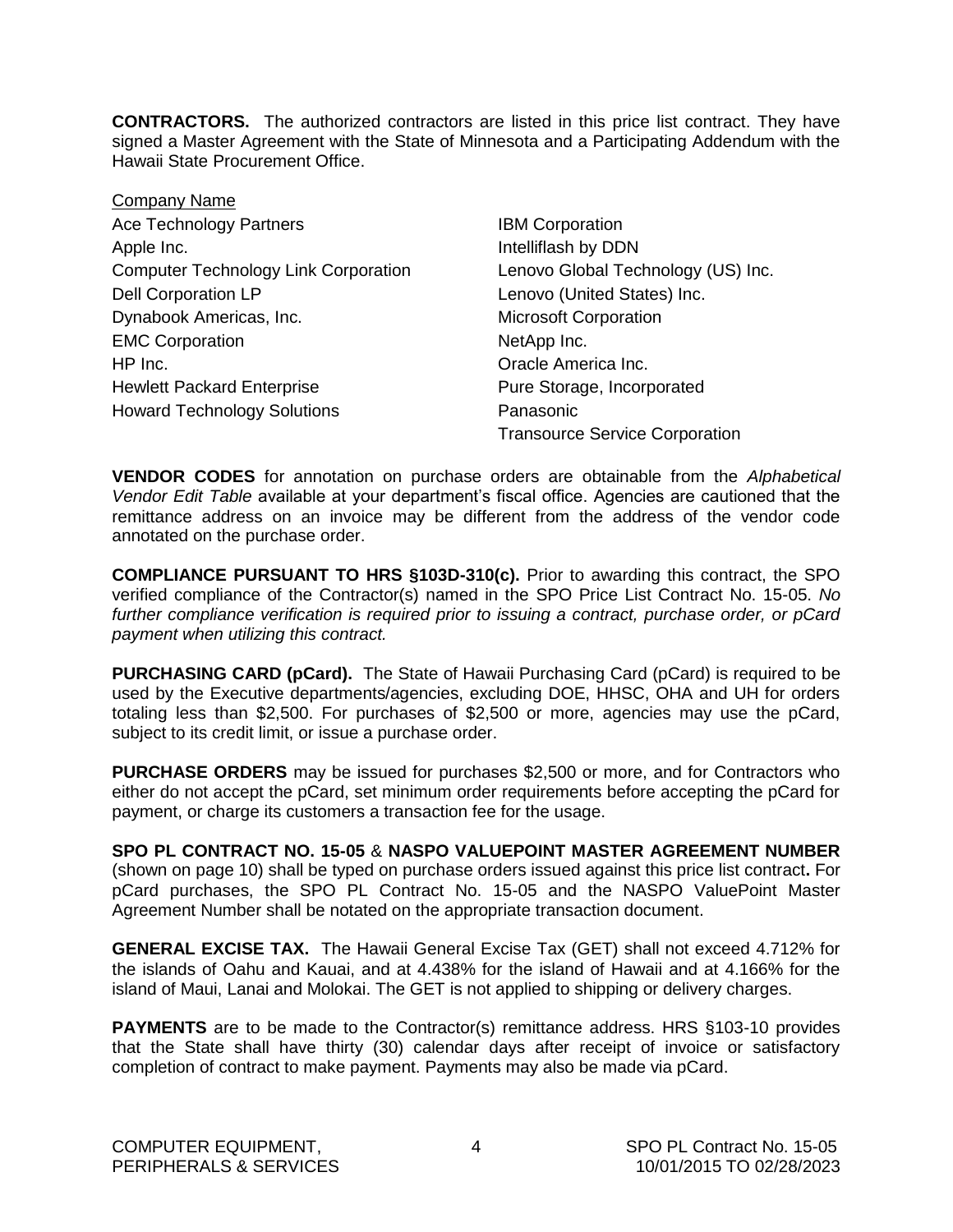**CONTRACTORS.** The authorized contractors are listed in this price list contract. They have signed a Master Agreement with the State of Minnesota and a Participating Addendum with the Hawaii State Procurement Office.

Company Name

- Ace Technology Partners
- Apple Inc.
- Computer Technology Link Corporation
- Dell Corporation LP
- Dynabook Americas, Inc.
- EMC Corporation
- HP Inc.
- Hewlett Packard Enterprise
- Howard Technology Solutions
- IBM Corporation
- Intelliflash by DDN
- Lenovo Global Technology (US) Inc.
- Lenovo (United States) Inc.
- Microsoft Corporation
- NetApp Inc.
- Oracle America Inc.
- Pure Storage, Incorporated
- Panasonic
- Transource Service Corporation

**VENDOR CODES** for annotation on purchase orders are obtainable from the *Alphabetical Vendor Edit Table* available at your department's fiscal office. Agencies are cautioned that the remittance address on an invoice may be different from the address of the vendor code annotated on the purchase order.

**COMPLIANCE PURSUANT TO HRS §103D-310(c).** Prior to awarding this contract, the SPO verified compliance of the Contractor(s) named in the SPO Price List Contract No. 15-05. *No further compliance verification is required prior to issuing a contract, purchase order, or pCard payment when utilizing this contract.*

**PURCHASING CARD (pCard).** The State of Hawaii Purchasing Card (pCard) is required to be used by the Executive departments/agencies, excluding DOE, HHSC, OHA and UH for orders totaling less than $2,500. For purchases of $2,500 or more, agencies may use the pCard, subject to its credit limit, or issue a purchase order.

**PURCHASE ORDERS** may be issued for purchases $2,500 or more, and for Contractors who either do not accept the pCard, set minimum order requirements before accepting the pCard for payment, or charge its customers a transaction fee for the usage.

**SPO PL CONTRACT NO. 15-05** & **NASPO VALUEPOINT MASTER AGREEMENT NUMBER** (shown on page 10) shall be typed on purchase orders issued against this price list contract**.** For pCard purchases, the SPO PL Contract No. 15-05 and the NASPO ValuePoint Master Agreement Number shall be notated on the appropriate transaction document.

**GENERAL EXCISE TAX.** The Hawaii General Excise Tax (GET) shall not exceed 4.712% for the islands of Oahu and Kauai, and at 4.438% for the island of Hawaii and at 4.166% for the island of Maui, Lanai and Molokai. The GET is not applied to shipping or delivery charges.

**PAYMENTS** are to be made to the Contractor(s) remittance address. HRS §103-10 provides that the State shall have thirty (30) calendar days after receipt of invoice or satisfactory completion of contract to make payment. Payments may also be made via pCard.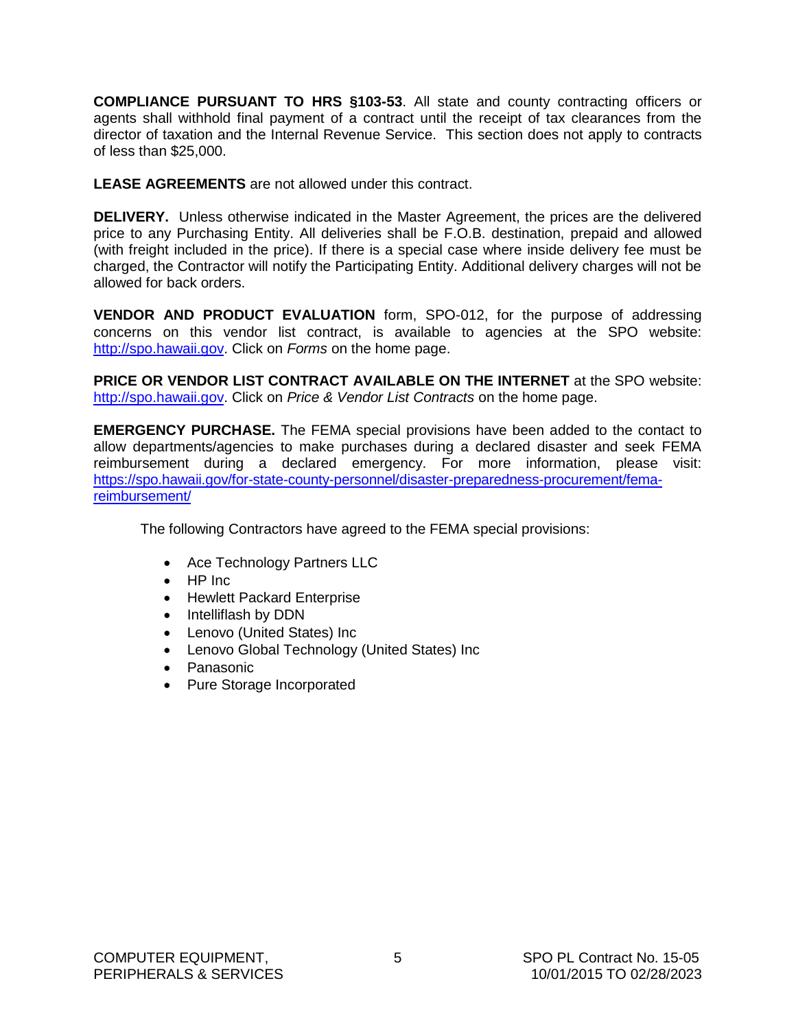**COMPLIANCE PURSUANT TO HRS §103-53**. All state and county contracting officers or agents shall withhold final payment of a contract until the receipt of tax clearances from the director of taxation and the Internal Revenue Service. This section does not apply to contracts of less than $25,000.

**LEASE AGREEMENTS** are not allowed under this contract.

**DELIVERY.** Unless otherwise indicated in the Master Agreement, the prices are the delivered price to any Purchasing Entity. All deliveries shall be F.O.B. destination, prepaid and allowed (with freight included in the price). If there is a special case where inside delivery fee must be charged, the Contractor will notify the Participating Entity. Additional delivery charges will not be allowed for back orders.

**VENDOR AND PRODUCT EVALUATION** form, SPO-012, for the purpose of addressing concerns on this vendor list contract, is available to agencies at the SPO website: [http://spo.hawaii.gov](http://spo.hawaii.gov). Click on *Forms* on the home page.

**PRICE OR VENDOR LIST CONTRACT AVAILABLE ON THE INTERNET** at the SPO website: [http://spo.hawaii.gov](http://spo.hawaii.gov). Click on *Price & Vendor List Contracts* on the home page.

**EMERGENCY PURCHASE.** The FEMA special provisions have been added to the contact to allow departments/agencies to make purchases during a declared disaster and seek FEMA reimbursement during a declared emergency. For more information, please visit: [https://spo.hawaii.gov/for-state-county-personnel/disaster-preparedness-procurement/fema-reimbursement/](https://spo.hawaii.gov/for-state-county-personnel/disaster-preparedness-procurement/fema-reimbursement/)

The following Contractors have agreed to the FEMA special provisions:

- Ace Technology Partners LLC
- HP Inc
- Hewlett Packard Enterprise
- Intelliflash by DDN
- Lenovo (United States) Inc
- Lenovo Global Technology (United States) Inc
- Panasonic
- Pure Storage Incorporated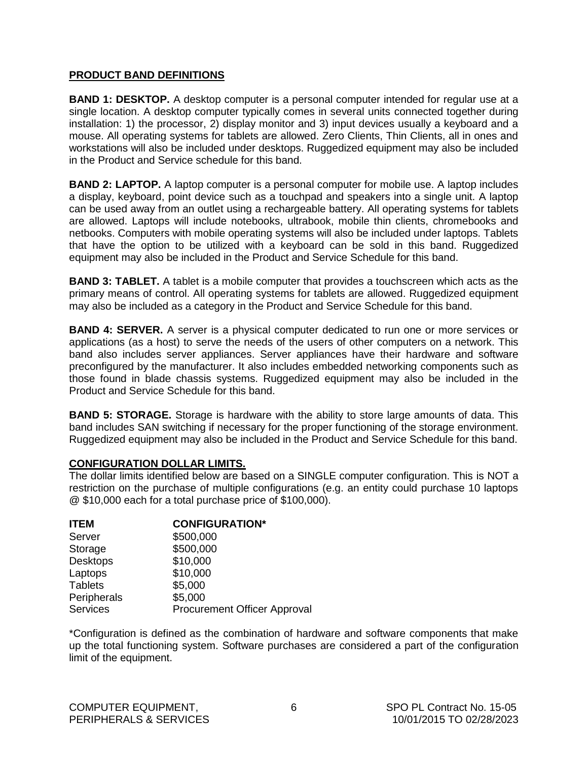**PRODUCT BAND DEFINITIONS**

**BAND 1: DESKTOP.** A desktop computer is a personal computer intended for regular use at a single location. A desktop computer typically comes in several units connected together during installation: 1) the processor, 2) display monitor and 3) input devices usually a keyboard and a mouse. All operating systems for tablets are allowed. Zero Clients, Thin Clients, all in ones and workstations will also be included under desktops. Ruggedized equipment may also be included in the Product and Service schedule for this band.

**BAND 2: LAPTOP.** A laptop computer is a personal computer for mobile use. A laptop includes a display, keyboard, point device such as a touchpad and speakers into a single unit. A laptop can be used away from an outlet using a rechargeable battery. All operating systems for tablets are allowed. Laptops will include notebooks, ultrabook, mobile thin clients, chromebooks and netbooks. Computers with mobile operating systems will also be included under laptops. Tablets that have the option to be utilized with a keyboard can be sold in this band. Ruggedized equipment may also be included in the Product and Service Schedule for this band.

**BAND 3: TABLET.** A tablet is a mobile computer that provides a touchscreen which acts as the primary means of control. All operating systems for tablets are allowed. Ruggedized equipment may also be included as a category in the Product and Service Schedule for this band.

**BAND 4: SERVER.** A server is a physical computer dedicated to run one or more services or applications (as a host) to serve the needs of the users of other computers on a network. This band also includes server appliances. Server appliances have their hardware and software preconfigured by the manufacturer. It also includes embedded networking components such as those found in blade chassis systems. Ruggedized equipment may also be included in the Product and Service Schedule for this band.

**BAND 5: STORAGE.** Storage is hardware with the ability to store large amounts of data. This band includes SAN switching if necessary for the proper functioning of the storage environment. Ruggedized equipment may also be included in the Product and Service Schedule for this band.

**CONFIGURATION DOLLAR LIMITS.**

The dollar limits identified below are based on a SINGLE computer configuration. This is NOT a restriction on the purchase of multiple configurations (e.g. an entity could purchase 10 laptops @ $10,000 each for a total purchase price of $100,000).

| ITEM | CONFIGURATION* |
|---|---|
| Server | $500,000 |
| Storage | $500,000 |
| Desktops | $10,000 |
| Laptops | $10,000 |
| Tablets | $5,000 |
| Peripherals | $5,000 |
| Services | Procurement Officer Approval |

*Configuration is defined as the combination of hardware and software components that make up the total functioning system. Software purchases are considered a part of the configuration limit of the equipment.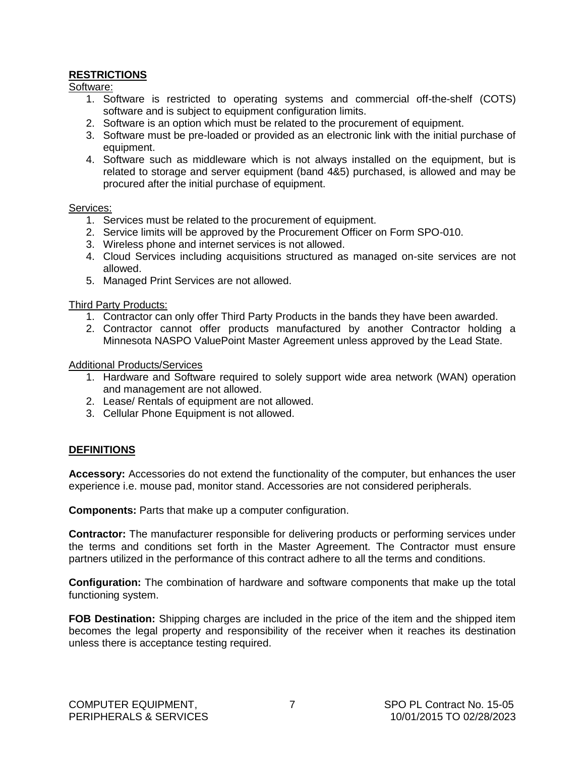## RESTRICTIONS

Software:

1. Software is restricted to operating systems and commercial off-the-shelf (COTS) software and is subject to equipment configuration limits.
2. Software is an option which must be related to the procurement of equipment.
3. Software must be pre-loaded or provided as an electronic link with the initial purchase of equipment.
4. Software such as middleware which is not always installed on the equipment, but is related to storage and server equipment (band 4&5) purchased, is allowed and may be procured after the initial purchase of equipment.

Services:

1. Services must be related to the procurement of equipment.
2. Service limits will be approved by the Procurement Officer on Form SPO-010.
3. Wireless phone and internet services is not allowed.
4. Cloud Services including acquisitions structured as managed on-site services are not allowed.
5. Managed Print Services are not allowed.

Third Party Products:

1. Contractor can only offer Third Party Products in the bands they have been awarded.
2. Contractor cannot offer products manufactured by another Contractor holding a Minnesota NASPO ValuePoint Master Agreement unless approved by the Lead State.

Additional Products/Services

1. Hardware and Software required to solely support wide area network (WAN) operation and management are not allowed.
2. Lease/ Rentals of equipment are not allowed.
3. Cellular Phone Equipment is not allowed.

## DEFINITIONS

**Accessory:** Accessories do not extend the functionality of the computer, but enhances the user experience i.e. mouse pad, monitor stand. Accessories are not considered peripherals.

**Components:** Parts that make up a computer configuration.

**Contractor:** The manufacturer responsible for delivering products or performing services under the terms and conditions set forth in the Master Agreement. The Contractor must ensure partners utilized in the performance of this contract adhere to all the terms and conditions.

**Configuration:** The combination of hardware and software components that make up the total functioning system.

**FOB Destination:** Shipping charges are included in the price of the item and the shipped item becomes the legal property and responsibility of the receiver when it reaches its destination unless there is acceptance testing required.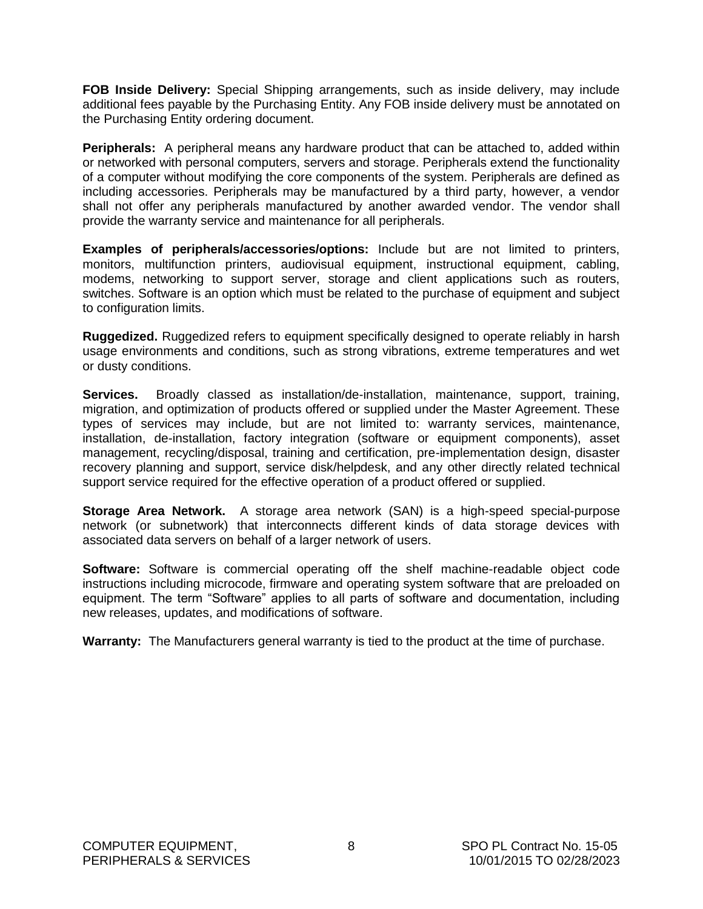**FOB Inside Delivery:** Special Shipping arrangements, such as inside delivery, may include additional fees payable by the Purchasing Entity. Any FOB inside delivery must be annotated on the Purchasing Entity ordering document.

**Peripherals:** A peripheral means any hardware product that can be attached to, added within or networked with personal computers, servers and storage. Peripherals extend the functionality of a computer without modifying the core components of the system. Peripherals are defined as including accessories. Peripherals may be manufactured by a third party, however, a vendor shall not offer any peripherals manufactured by another awarded vendor. The vendor shall provide the warranty service and maintenance for all peripherals.

**Examples of peripherals/accessories/options:** Include but are not limited to printers, monitors, multifunction printers, audiovisual equipment, instructional equipment, cabling, modems, networking to support server, storage and client applications such as routers, switches. Software is an option which must be related to the purchase of equipment and subject to configuration limits.

**Ruggedized.** Ruggedized refers to equipment specifically designed to operate reliably in harsh usage environments and conditions, such as strong vibrations, extreme temperatures and wet or dusty conditions.

**Services.** Broadly classed as installation/de-installation, maintenance, support, training, migration, and optimization of products offered or supplied under the Master Agreement. These types of services may include, but are not limited to: warranty services, maintenance, installation, de-installation, factory integration (software or equipment components), asset management, recycling/disposal, training and certification, pre-implementation design, disaster recovery planning and support, service disk/helpdesk, and any other directly related technical support service required for the effective operation of a product offered or supplied.

**Storage Area Network.** A storage area network (SAN) is a high-speed special-purpose network (or subnetwork) that interconnects different kinds of data storage devices with associated data servers on behalf of a larger network of users.

**Software:** Software is commercial operating off the shelf machine-readable object code instructions including microcode, firmware and operating system software that are preloaded on equipment. The term "Software" applies to all parts of software and documentation, including new releases, updates, and modifications of software.

**Warranty:** The Manufacturers general warranty is tied to the product at the time of purchase.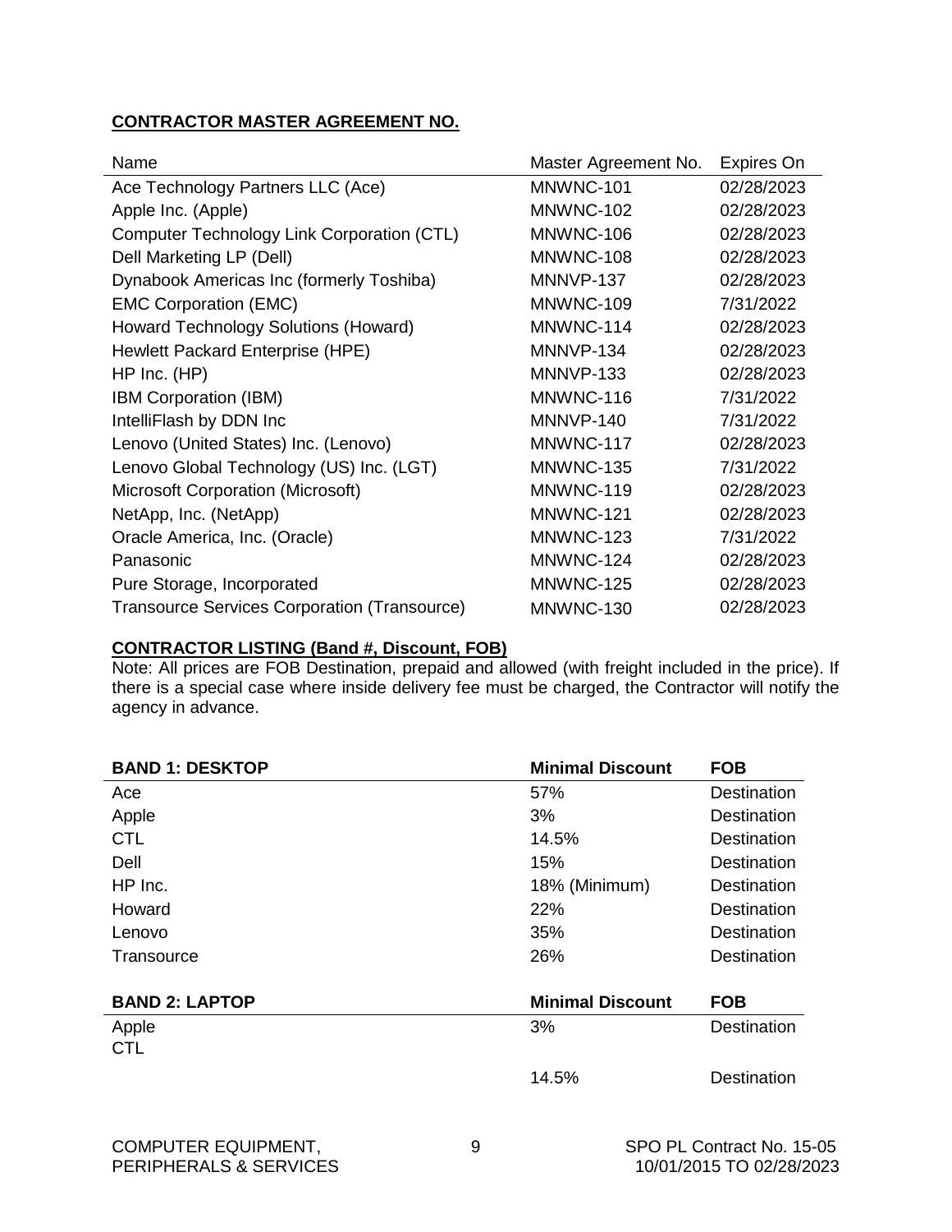**CONTRACTOR MASTER AGREEMENT NO.**

| Name | Master Agreement No. | Expires On |
|---|---|---|
| Ace Technology Partners LLC (Ace) | MNWNC-101 | 02/28/2023 |
| Apple Inc. (Apple) | MNWNC-102 | 02/28/2023 |
| Computer Technology Link Corporation (CTL) | MNWNC-106 | 02/28/2023 |
| Dell Marketing LP (Dell) | MNWNC-108 | 02/28/2023 |
| Dynabook Americas Inc (formerly Toshiba) | MNNVP-137 | 02/28/2023 |
| EMC Corporation (EMC) | MNWNC-109 | 7/31/2022 |
| Howard Technology Solutions (Howard) | MNWNC-114 | 02/28/2023 |
| Hewlett Packard Enterprise (HPE) | MNNVP-134 | 02/28/2023 |
| HP Inc. (HP) | MNNVP-133 | 02/28/2023 |
| IBM Corporation (IBM) | MNWNC-116 | 7/31/2022 |
| IntelliFlash by DDN Inc | MNNVP-140 | 7/31/2022 |
| Lenovo (United States) Inc. (Lenovo) | MNWNC-117 | 02/28/2023 |
| Lenovo Global Technology (US) Inc. (LGT) | MNWNC-135 | 7/31/2022 |
| Microsoft Corporation (Microsoft) | MNWNC-119 | 02/28/2023 |
| NetApp, Inc. (NetApp) | MNWNC-121 | 02/28/2023 |
| Oracle America, Inc. (Oracle) | MNWNC-123 | 7/31/2022 |
| Panasonic | MNWNC-124 | 02/28/2023 |
| Pure Storage, Incorporated | MNWNC-125 | 02/28/2023 |
| Transource Services Corporation (Transource) | MNWNC-130 | 02/28/2023 |

**CONTRACTOR LISTING (Band #, Discount, FOB)**

Note: All prices are FOB Destination, prepaid and allowed (with freight included in the price). If there is a special case where inside delivery fee must be charged, the Contractor will notify the agency in advance.

| **BAND 1: DESKTOP** | **Minimal Discount** | **FOB** |
|---|---|---|
| Ace | 57% | Destination |
| Apple | 3% | Destination |
| CTL | 14.5% | Destination |
| Dell | 15% | Destination |
| HP Inc. | 18% (Minimum) | Destination |
| Howard | 22% | Destination |
| Lenovo | 35% | Destination |
| Transource | 26% | Destination |

| **BAND 2: LAPTOP** | **Minimal Discount** | **FOB** |
|---|---|---|
| Apple | 3% | Destination |
| CTL | 14.5% | Destination |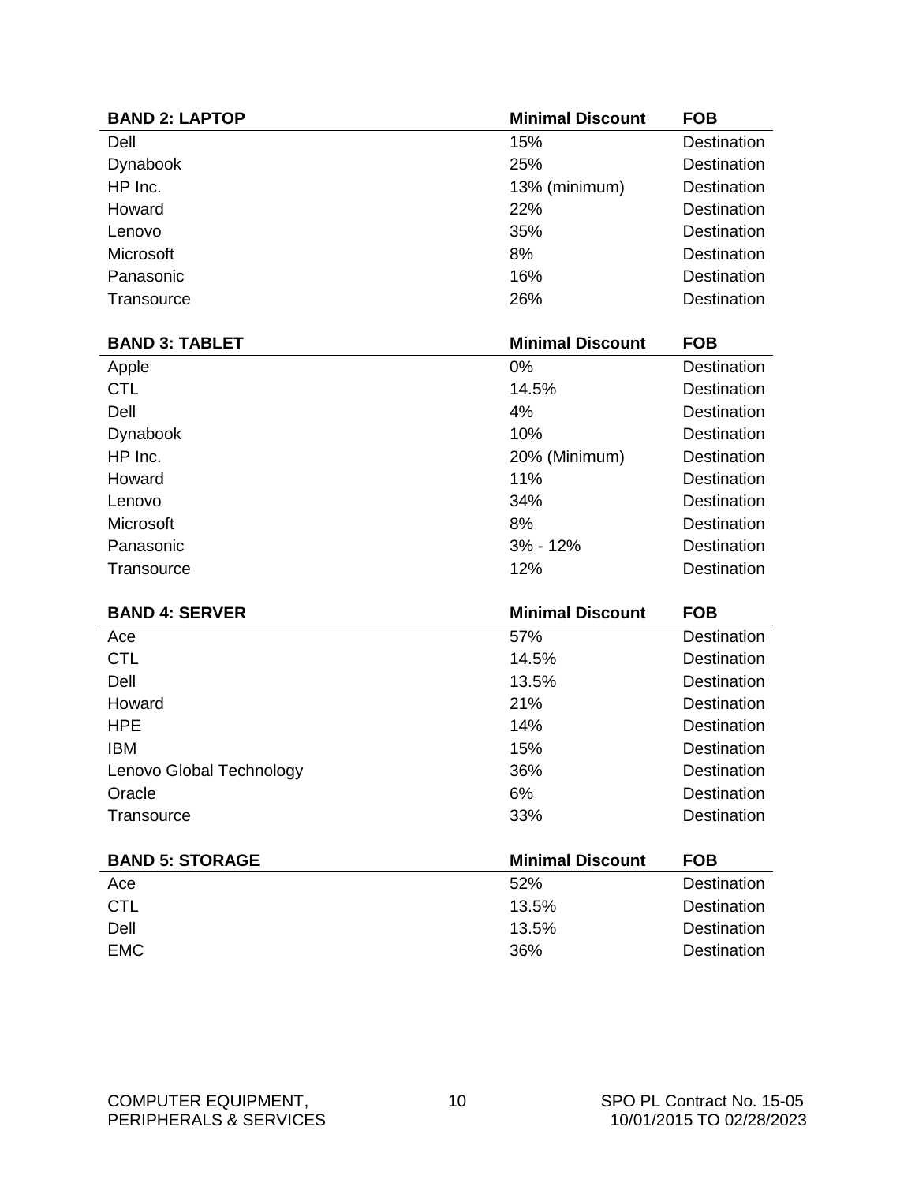| BAND 2: LAPTOP | Minimal Discount | FOB |
|---|---|---|
| Dell | 15% | Destination |
| Dynabook | 25% | Destination |
| HP Inc. | 13% (minimum) | Destination |
| Howard | 22% | Destination |
| Lenovo | 35% | Destination |
| Microsoft | 8% | Destination |
| Panasonic | 16% | Destination |
| Transource | 26% | Destination |

| BAND 3: TABLET | Minimal Discount | FOB |
|---|---|---|
| Apple | 0% | Destination |
| CTL | 14.5% | Destination |
| Dell | 4% | Destination |
| Dynabook | 10% | Destination |
| HP Inc. | 20% (Minimum) | Destination |
| Howard | 11% | Destination |
| Lenovo | 34% | Destination |
| Microsoft | 8% | Destination |
| Panasonic | 3% - 12% | Destination |
| Transource | 12% | Destination |

| BAND 4: SERVER | Minimal Discount | FOB |
|---|---|---|
| Ace | 57% | Destination |
| CTL | 14.5% | Destination |
| Dell | 13.5% | Destination |
| Howard | 21% | Destination |
| HPE | 14% | Destination |
| IBM | 15% | Destination |
| Lenovo Global Technology | 36% | Destination |
| Oracle | 6% | Destination |
| Transource | 33% | Destination |

| BAND 5: STORAGE | Minimal Discount | FOB |
|---|---|---|
| Ace | 52% | Destination |
| CTL | 13.5% | Destination |
| Dell | 13.5% | Destination |
| EMC | 36% | Destination |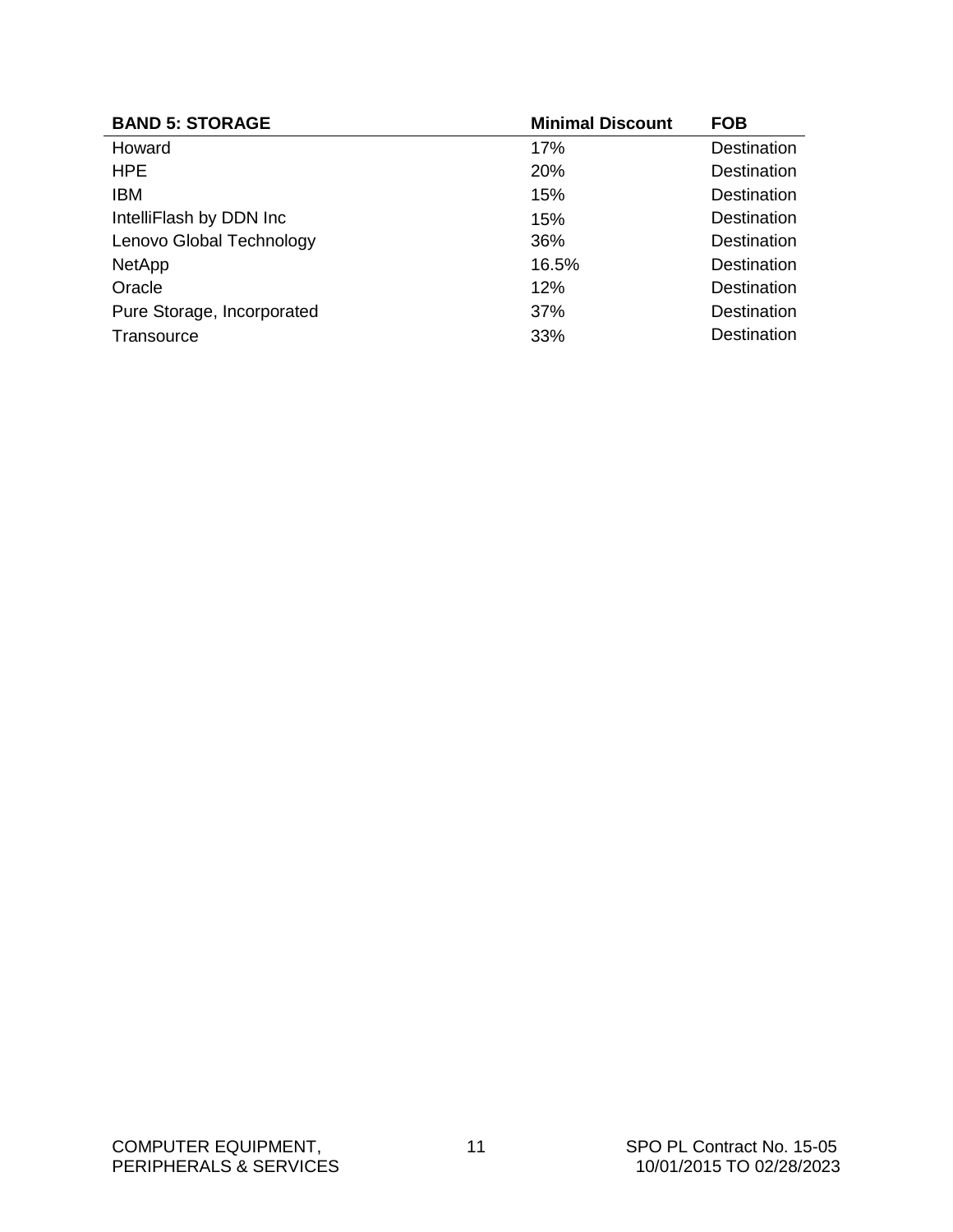| BAND 5: STORAGE | Minimal Discount | FOB |
| --- | --- | --- |
| Howard | 17% | Destination |
| HPE | 20% | Destination |
| IBM | 15% | Destination |
| IntelliFlash by DDN Inc | 15% | Destination |
| Lenovo Global Technology | 36% | Destination |
| NetApp | 16.5% | Destination |
| Oracle | 12% | Destination |
| Pure Storage, Incorporated | 37% | Destination |
| Transource | 33% | Destination |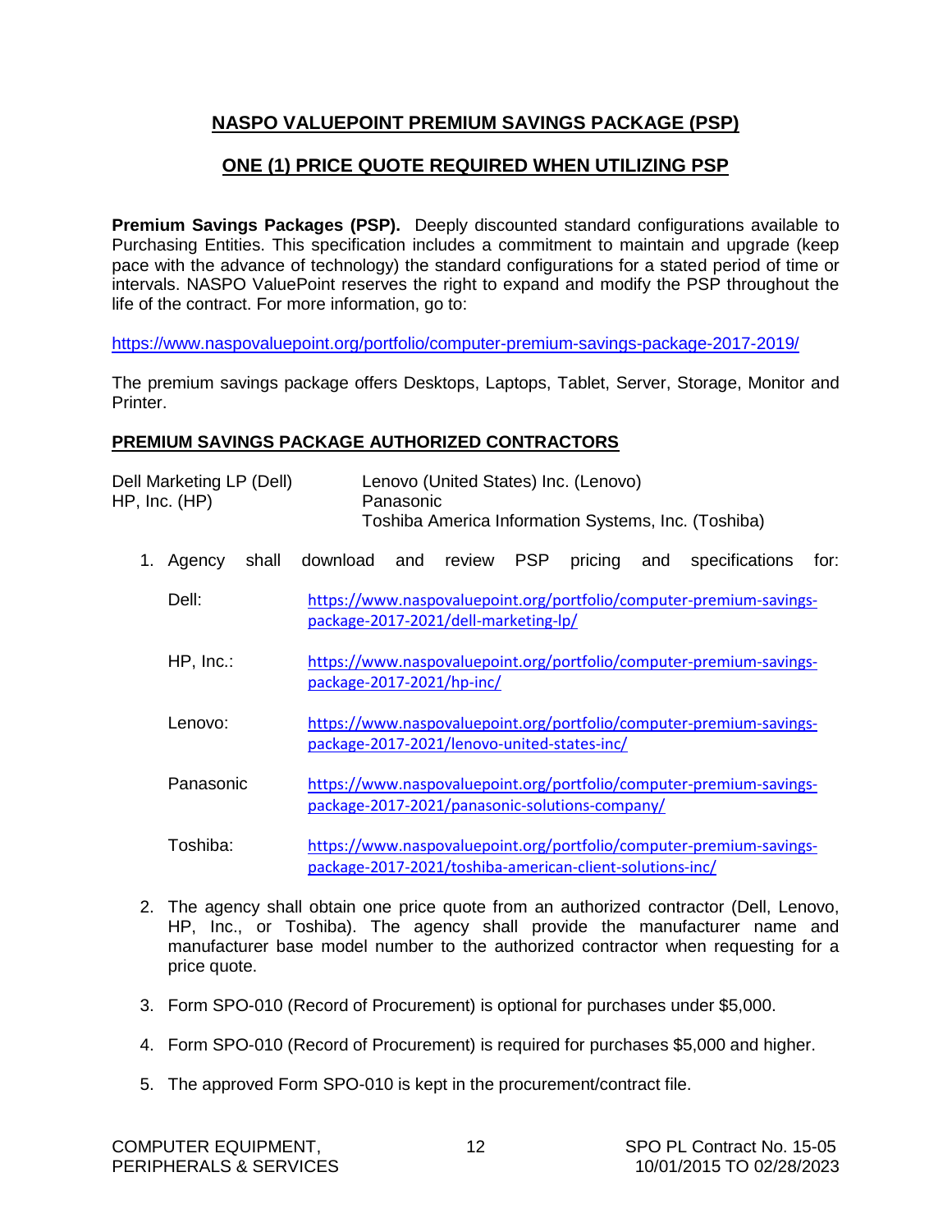## NASPO VALUEPOINT PREMIUM SAVINGS PACKAGE (PSP)

## ONE (1) PRICE QUOTE REQUIRED WHEN UTILIZING PSP

**Premium Savings Packages (PSP).** Deeply discounted standard configurations available to Purchasing Entities. This specification includes a commitment to maintain and upgrade (keep pace with the advance of technology) the standard configurations for a stated period of time or intervals. NASPO ValuePoint reserves the right to expand and modify the PSP throughout the life of the contract. For more information, go to:

https://www.naspovaluepoint.org/portfolio/computer-premium-savings-package-2017-2019/

The premium savings package offers Desktops, Laptops, Tablet, Server, Storage, Monitor and Printer.

### PREMIUM SAVINGS PACKAGE AUTHORIZED CONTRACTORS

Dell Marketing LP (Dell)
HP, Inc. (HP)
Lenovo (United States) Inc. (Lenovo)
Panasonic
Toshiba America Information Systems, Inc. (Toshiba)

1. Agency shall download and review PSP pricing and specifications for:

   Dell: https://www.naspovaluepoint.org/portfolio/computer-premium-savings-package-2017-2021/dell-marketing-lp/

   HP, Inc.: https://www.naspovaluepoint.org/portfolio/computer-premium-savings-package-2017-2021/hp-inc/

   Lenovo: https://www.naspovaluepoint.org/portfolio/computer-premium-savings-package-2017-2021/lenovo-united-states-inc/

   Panasonic https://www.naspovaluepoint.org/portfolio/computer-premium-savings-package-2017-2021/panasonic-solutions-company/

   Toshiba: https://www.naspovaluepoint.org/portfolio/computer-premium-savings-package-2017-2021/toshiba-american-client-solutions-inc/

2. The agency shall obtain one price quote from an authorized contractor (Dell, Lenovo, HP, Inc., or Toshiba). The agency shall provide the manufacturer name and manufacturer base model number to the authorized contractor when requesting for a price quote.

3. Form SPO-010 (Record of Procurement) is optional for purchases under $5,000.

4. Form SPO-010 (Record of Procurement) is required for purchases $5,000 and higher.

5. The approved Form SPO-010 is kept in the procurement/contract file.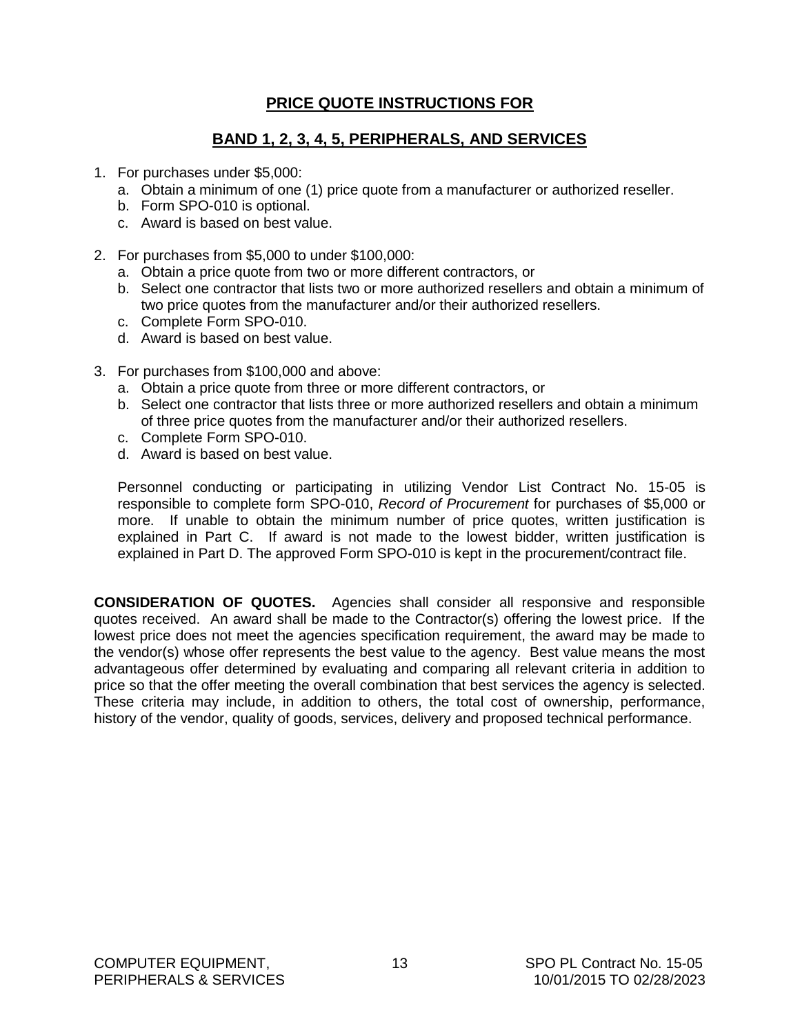## PRICE QUOTE INSTRUCTIONS FOR

## BAND 1, 2, 3, 4, 5, PERIPHERALS, AND SERVICES

1. For purchases under $5,000:
   a. Obtain a minimum of one (1) price quote from a manufacturer or authorized reseller.
   b. Form SPO-010 is optional.
   c. Award is based on best value.

2. For purchases from $5,000 to under $100,000:
   a. Obtain a price quote from two or more different contractors, or
   b. Select one contractor that lists two or more authorized resellers and obtain a minimum of two price quotes from the manufacturer and/or their authorized resellers.
   c. Complete Form SPO-010.
   d. Award is based on best value.

3. For purchases from $100,000 and above:
   a. Obtain a price quote from three or more different contractors, or
   b. Select one contractor that lists three or more authorized resellers and obtain a minimum of three price quotes from the manufacturer and/or their authorized resellers.
   c. Complete Form SPO-010.
   d. Award is based on best value.

   Personnel conducting or participating in utilizing Vendor List Contract No. 15-05 is responsible to complete form SPO-010, *Record of Procurement* for purchases of $5,000 or more. If unable to obtain the minimum number of price quotes, written justification is explained in Part C. If award is not made to the lowest bidder, written justification is explained in Part D. The approved Form SPO-010 is kept in the procurement/contract file.

**CONSIDERATION OF QUOTES.** Agencies shall consider all responsive and responsible quotes received. An award shall be made to the Contractor(s) offering the lowest price. If the lowest price does not meet the agencies specification requirement, the award may be made to the vendor(s) whose offer represents the best value to the agency. Best value means the most advantageous offer determined by evaluating and comparing all relevant criteria in addition to price so that the offer meeting the overall combination that best services the agency is selected. These criteria may include, in addition to others, the total cost of ownership, performance, history of the vendor, quality of goods, services, delivery and proposed technical performance.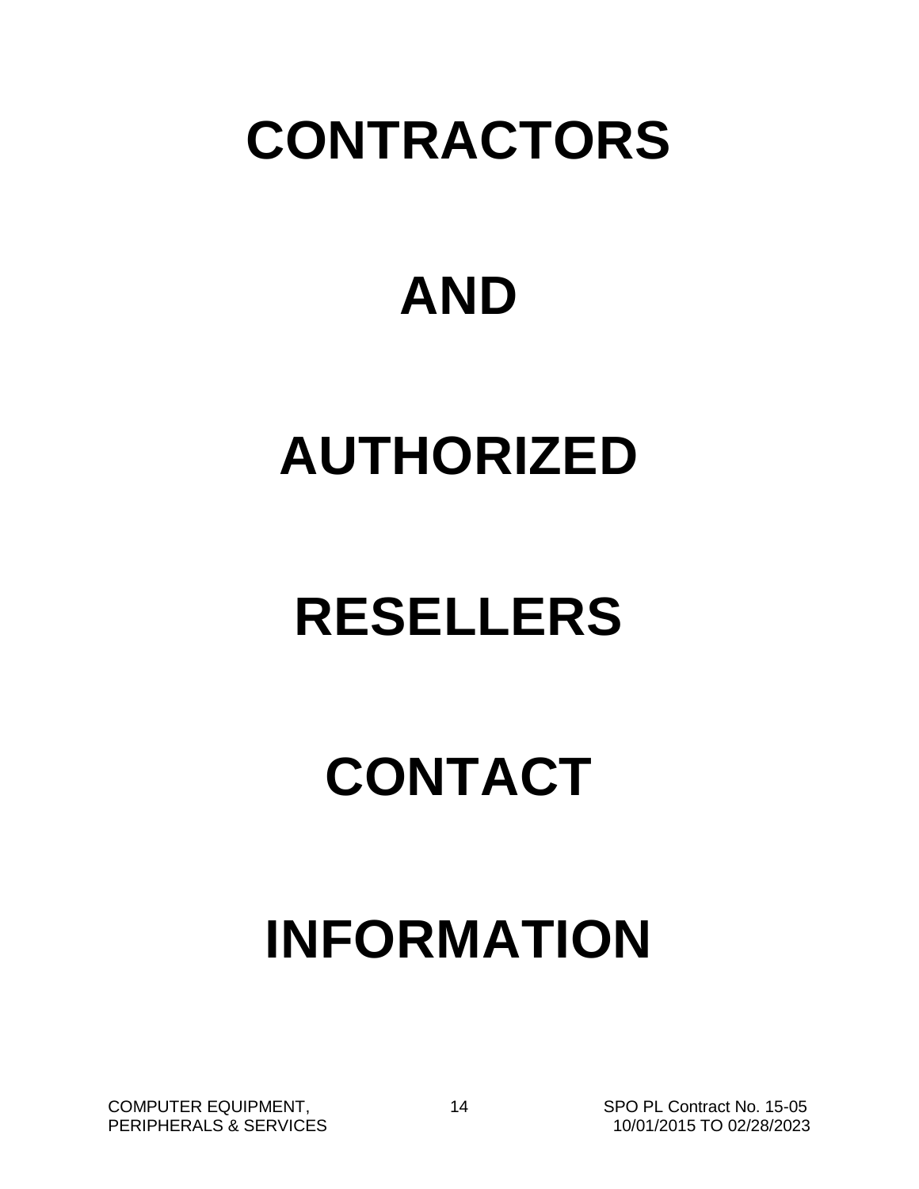# CONTRACTORS

# AND

# AUTHORIZED

# RESELLERS

# CONTACT

# INFORMATION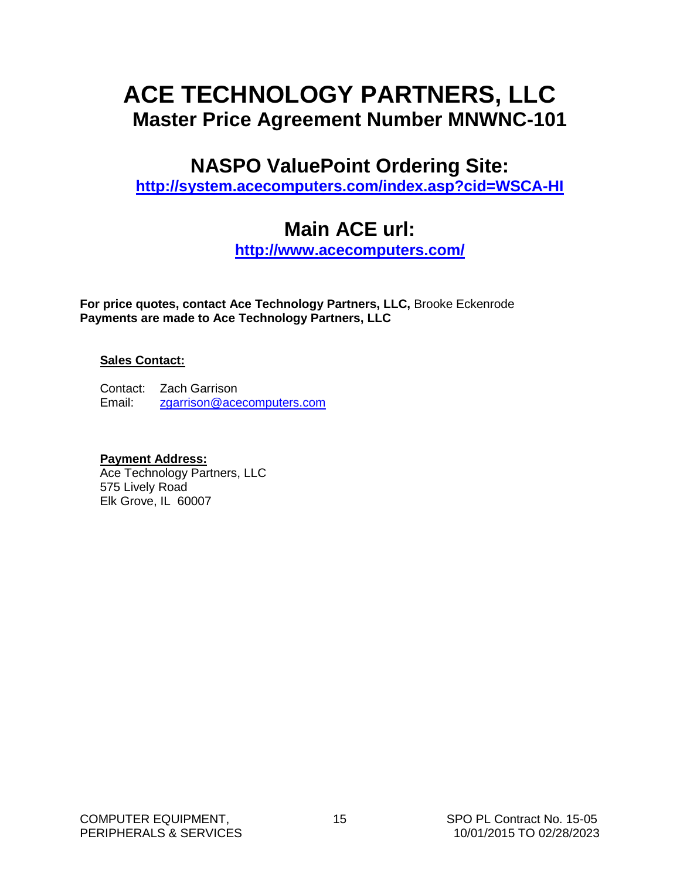# ACE TECHNOLOGY PARTNERS, LLC

## Master Price Agreement Number MNWNC-101

## NASPO ValuePoint Ordering Site:

**http://system.acecomputers.com/index.asp?cid=WSCA-HI**

## Main ACE url:

**http://www.acecomputers.com/**

**For price quotes, contact Ace Technology Partners, LLC,** Brooke Eckenrode
**Payments are made to Ace Technology Partners, LLC**

**Sales Contact:**

Contact: Zach Garrison
Email: zgarrison@acecomputers.com

**Payment Address:**
Ace Technology Partners, LLC
575 Lively Road
Elk Grove, IL 60007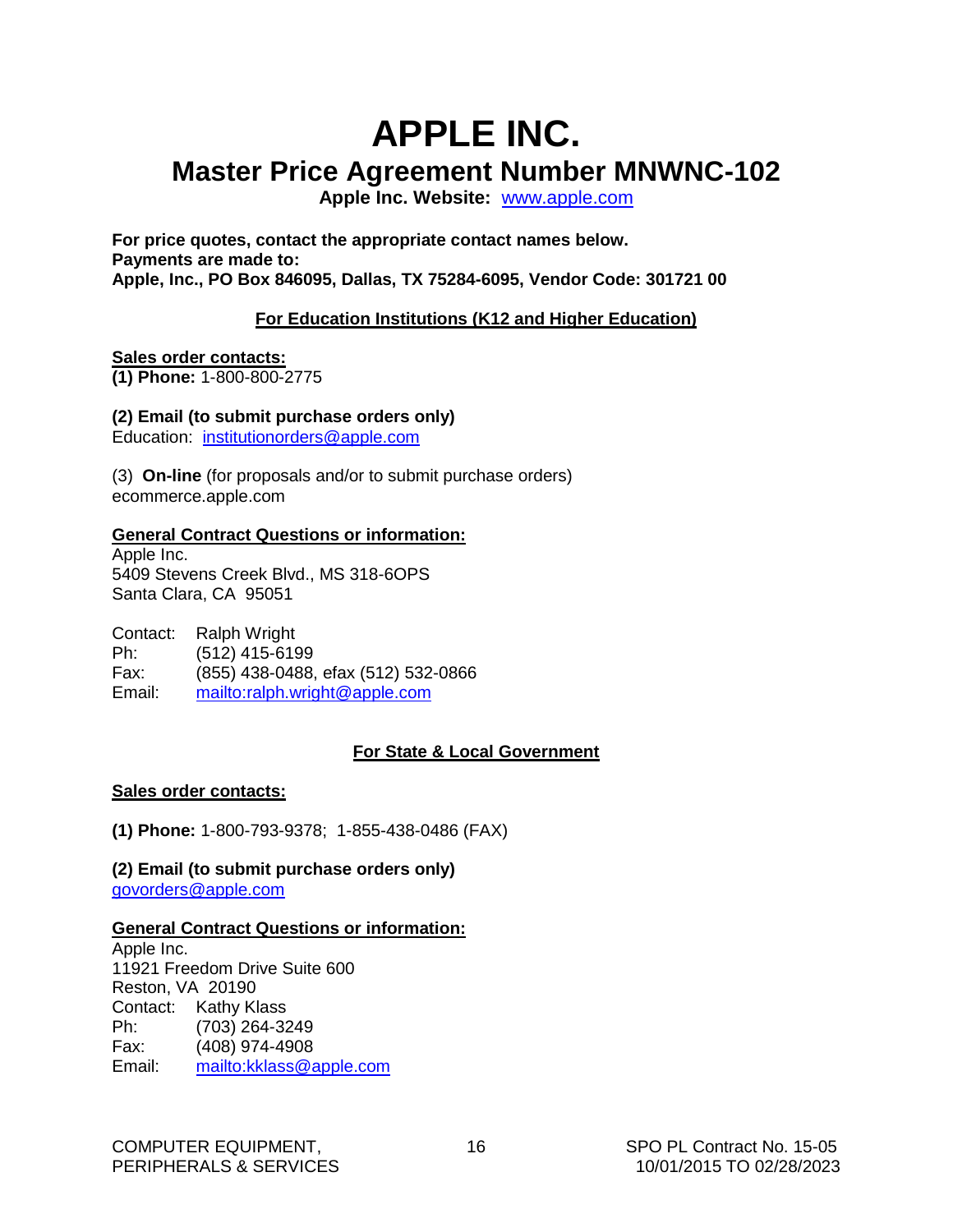# APPLE INC.

## Master Price Agreement Number MNWNC-102

**Apple Inc. Website:** www.apple.com

**For price quotes, contact the appropriate contact names below.**
**Payments are made to:**
**Apple, Inc., PO Box 846095, Dallas, TX 75284-6095, Vendor Code: 301721 00**

**For Education Institutions (K12 and Higher Education)**

**Sales order contacts:**
**(1) Phone:** 1-800-800-2775

**(2) Email (to submit purchase orders only)**
Education: institutionorders@apple.com

(3) **On-line** (for proposals and/or to submit purchase orders)
ecommerce.apple.com

**General Contract Questions or information:**
Apple Inc.
5409 Stevens Creek Blvd., MS 318-6OPS
Santa Clara, CA 95051

Contact: Ralph Wright
Ph: (512) 415-6199
Fax: (855) 438-0488, efax (512) 532-0866
Email: mailto:ralph.wright@apple.com

**For State & Local Government**

**Sales order contacts:**

**(1) Phone:** 1-800-793-9378; 1-855-438-0486 (FAX)

**(2) Email (to submit purchase orders only)**
govorders@apple.com

**General Contract Questions or information:**
Apple Inc.
11921 Freedom Drive Suite 600
Reston, VA 20190
Contact: Kathy Klass
Ph: (703) 264-3249
Fax: (408) 974-4908
Email: mailto:kklass@apple.com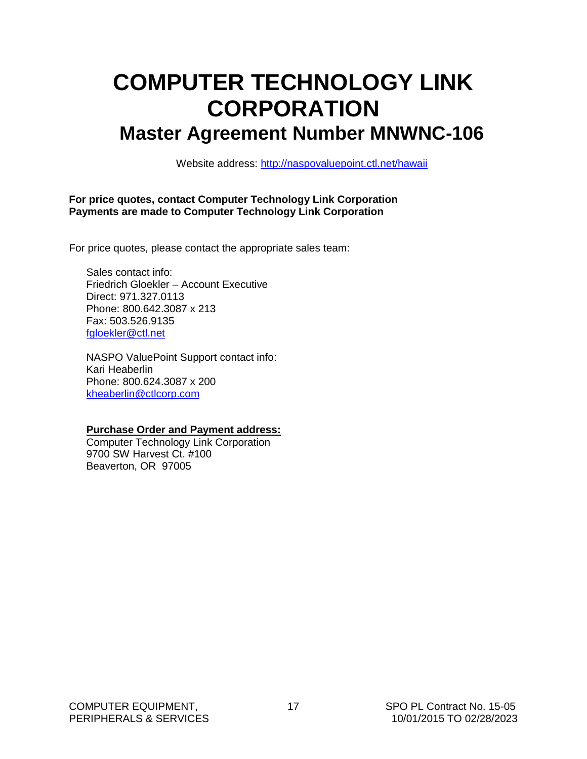# COMPUTER TECHNOLOGY LINK CORPORATION

## Master Agreement Number MNWNC-106

Website address: http://naspovaluepoint.ctl.net/hawaii

**For price quotes, contact Computer Technology Link Corporation**
**Payments are made to Computer Technology Link Corporation**

For price quotes, please contact the appropriate sales team:

Sales contact info:
Friedrich Gloekler – Account Executive
Direct: 971.327.0113
Phone: 800.642.3087 x 213
Fax: 503.526.9135
fgloekler@ctl.net

NASPO ValuePoint Support contact info:
Kari Heaberlin
Phone: 800.624.3087 x 200
kheaberlin@ctlcorp.com

**Purchase Order and Payment address:**
Computer Technology Link Corporation
9700 SW Harvest Ct. #100
Beaverton, OR 97005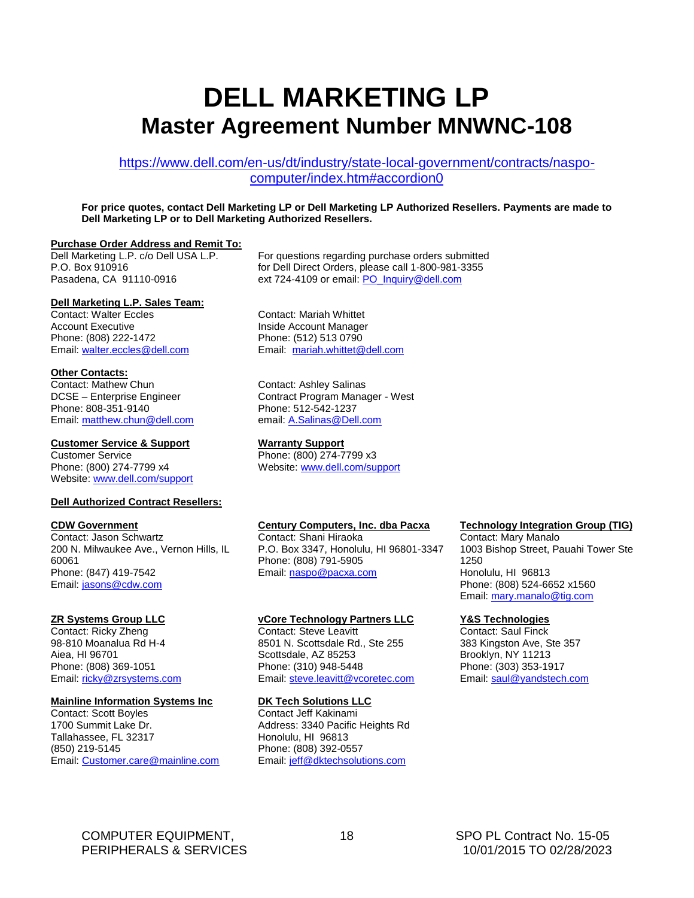# DELL MARKETING LP

## Master Agreement Number MNWNC-108

https://www.dell.com/en-us/dt/industry/state-local-government/contracts/naspo-computer/index.htm#accordion0

**For price quotes, contact Dell Marketing LP or Dell Marketing LP Authorized Resellers. Payments are made to Dell Marketing LP or to Dell Marketing Authorized Resellers.**

**Purchase Order Address and Remit To:**
Dell Marketing L.P. c/o Dell USA L.P.
P.O. Box 910916
Pasadena, CA 91110-0916

For questions regarding purchase orders submitted for Dell Direct Orders, please call 1-800-981-3355 ext 724-4109 or email: PO_Inquiry@dell.com

**Dell Marketing L.P. Sales Team:**

Contact: Walter Eccles
Account Executive
Phone: (808) 222-1472
Email: walter.eccles@dell.com

Contact: Mariah Whittet
Inside Account Manager
Phone: (512) 513 0790
Email: mariah.whittet@dell.com

**Other Contacts:**

Contact: Mathew Chun
DCSE – Enterprise Engineer
Phone: 808-351-9140
Email: matthew.chun@dell.com

Contact: Ashley Salinas
Contract Program Manager - West
Phone: 512-542-1237
email: A.Salinas@Dell.com

**Customer Service & Support**
Customer Service
Phone: (800) 274-7799 x4
Website: www.dell.com/support

**Warranty Support**
Phone: (800) 274-7799 x3
Website: www.dell.com/support

**Dell Authorized Contract Resellers:**

**CDW Government**
Contact: Jason Schwartz
200 N. Milwaukee Ave., Vernon Hills, IL 60061
Phone: (847) 419-7542
Email: jasons@cdw.com

**Century Computers, Inc. dba Pacxa**
Contact: Shani Hiraoka
P.O. Box 3347, Honolulu, HI 96801-3347
Phone: (808) 791-5905
Email: naspo@pacxa.com

**Technology Integration Group (TIG)**
Contact: Mary Manalo
1003 Bishop Street, Pauahi Tower Ste 1250
Honolulu, HI 96813
Phone: (808) 524-6652 x1560
Email: mary.manalo@tig.com

**ZR Systems Group LLC**
Contact: Ricky Zheng
98-810 Moanalua Rd H-4
Aiea, HI 96701
Phone: (808) 369-1051
Email: ricky@zrsystems.com

**vCore Technology Partners LLC**
Contact: Steve Leavitt
8501 N. Scottsdale Rd., Ste 255
Scottsdale, AZ 85253
Phone: (310) 948-5448
Email: steve.leavitt@vcoretec.com

**Y&S Technologies**
Contact: Saul Finck
383 Kingston Ave, Ste 357
Brooklyn, NY 11213
Phone: (303) 353-1917
Email: saul@yandstech.com

**Mainline Information Systems Inc**
Contact: Scott Boyles
1700 Summit Lake Dr.
Tallahassee, FL 32317
(850) 219-5145
Email: Customer.care@mainline.com

**DK Tech Solutions LLC**
Contact Jeff Kakinami
Address: 3340 Pacific Heights Rd
Honolulu, HI 96813
Phone: (808) 392-0557
Email: jeff@dktechsolutions.com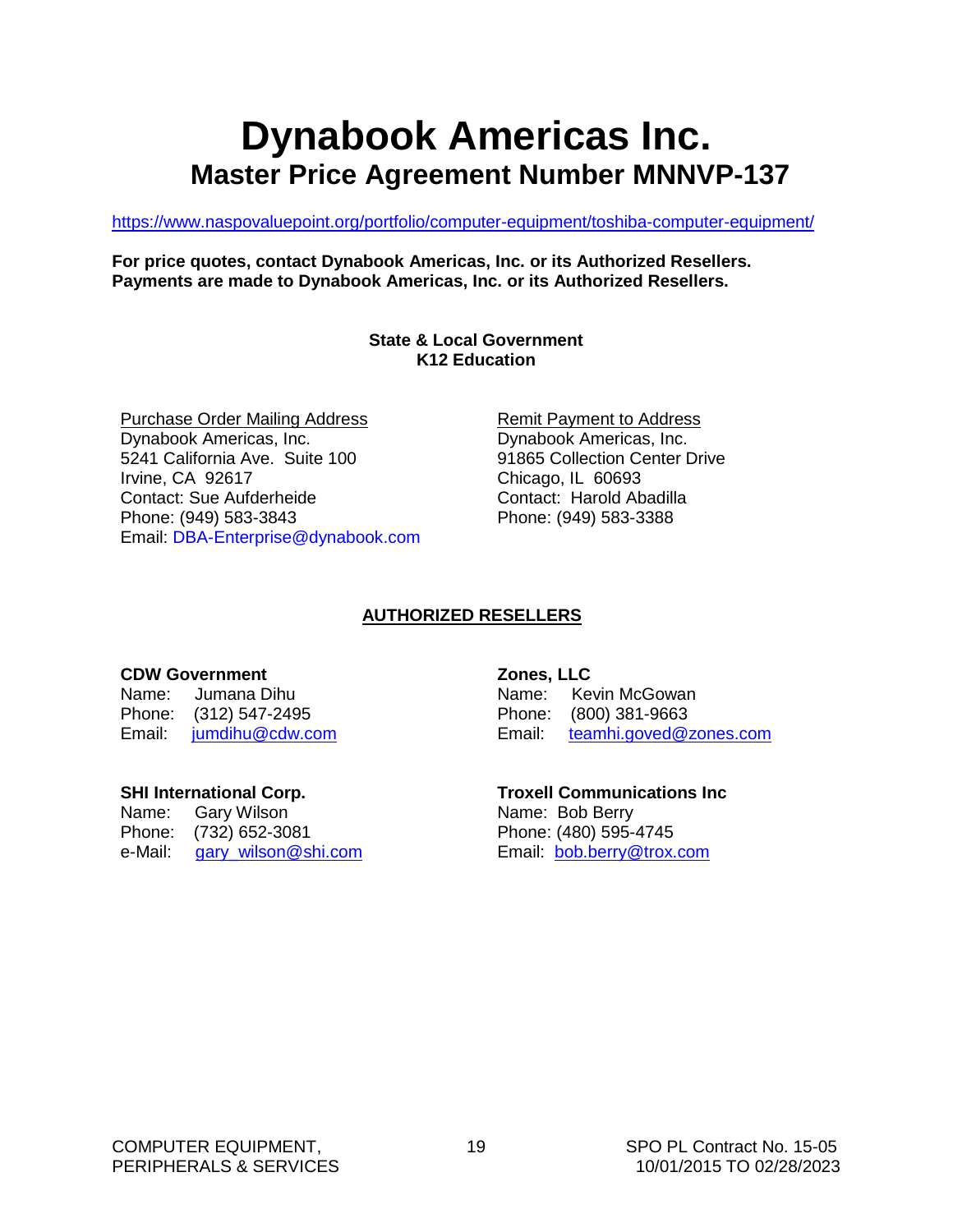# Dynabook Americas Inc.

## Master Price Agreement Number MNNVP-137

https://www.naspovaluepoint.org/portfolio/computer-equipment/toshiba-computer-equipment/

**For price quotes, contact Dynabook Americas, Inc. or its Authorized Resellers.**
**Payments are made to Dynabook Americas, Inc. or its Authorized Resellers.**

**State & Local Government**
**K12 Education**

Purchase Order Mailing Address
Dynabook Americas, Inc.
5241 California Ave. Suite 100
Irvine, CA 92617
Contact: Sue Aufderheide
Phone: (949) 583-3843
Email: DBA-Enterprise@dynabook.com

Remit Payment to Address
Dynabook Americas, Inc.
91865 Collection Center Drive
Chicago, IL 60693
Contact: Harold Abadilla
Phone: (949) 583-3388

**AUTHORIZED RESELLERS**

**CDW Government**
Name: Jumana Dihu
Phone: (312) 547-2495
Email: jumdihu@cdw.com

**Zones, LLC**
Name: Kevin McGowan
Phone: (800) 381-9663
Email: teamhi.goved@zones.com

**SHI International Corp.**
Name: Gary Wilson
Phone: (732) 652-3081
e-Mail: gary_wilson@shi.com

**Troxell Communications Inc**
Name: Bob Berry
Phone: (480) 595-4745
Email: bob.berry@trox.com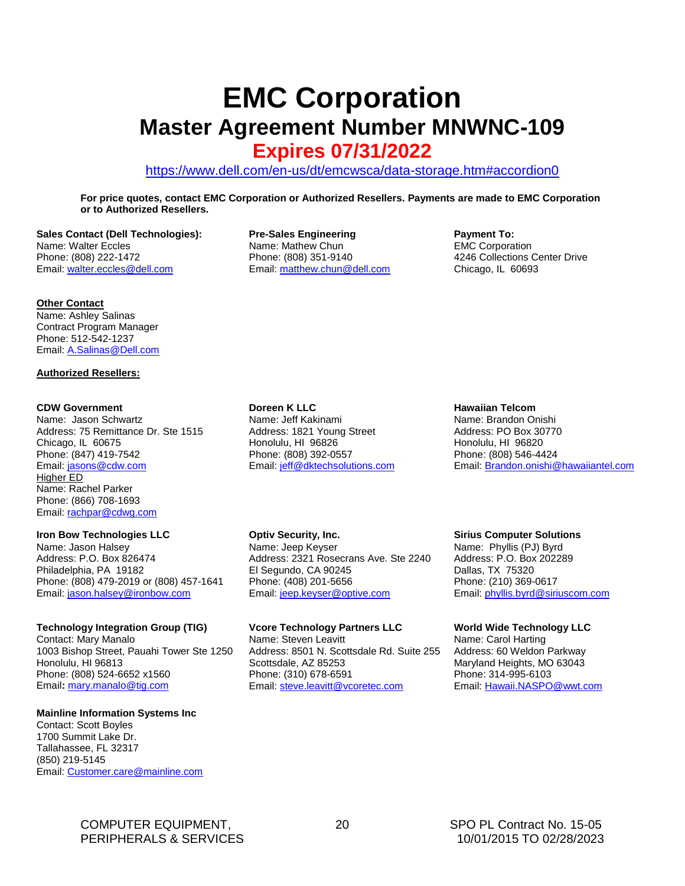# EMC Corporation

## Master Agreement Number MNWNC-109

## Expires 07/31/2022

https://www.dell.com/en-us/dt/emcwsca/data-storage.htm#accordion0

**For price quotes, contact EMC Corporation or Authorized Resellers. Payments are made to EMC Corporation or to Authorized Resellers.**

**Sales Contact (Dell Technologies):**
Name: Walter Eccles
Phone: (808) 222-1472
Email: walter.eccles@dell.com

**Pre-Sales Engineering**
Name: Mathew Chun
Phone: (808) 351-9140
Email: matthew.chun@dell.com

**Payment To:**
EMC Corporation
4246 Collections Center Drive
Chicago, IL 60693

**Other Contact**
Name: Ashley Salinas
Contract Program Manager
Phone: 512-542-1237
Email: A.Salinas@Dell.com

**Authorized Resellers:**

**CDW Government**
Name: Jason Schwartz
Address: 75 Remittance Dr. Ste 1515
Chicago, IL 60675
Phone: (847) 419-7542
Email: jasons@cdw.com
Higher ED
Name: Rachel Parker
Phone: (866) 708-1693
Email: rachpar@cdwg.com

**Doreen K LLC**
Name: Jeff Kakinami
Address: 1821 Young Street
Honolulu, HI 96826
Phone: (808) 392-0557
Email: jeff@dktechsolutions.com

**Hawaiian Telcom**
Name: Brandon Onishi
Address: PO Box 30770
Honolulu, HI 96820
Phone: (808) 546-4424
Email: Brandon.onishi@hawaiiantel.com

**Iron Bow Technologies LLC**
Name: Jason Halsey
Address: P.O. Box 826474
Philadelphia, PA 19182
Phone: (808) 479-2019 or (808) 457-1641
Email: jason.halsey@ironbow.com

**Optiv Security, Inc.**
Name: Jeep Keyser
Address: 2321 Rosecrans Ave. Ste 2240
El Segundo, CA 90245
Phone: (408) 201-5656
Email: jeep.keyser@optive.com

**Sirius Computer Solutions**
Name: Phyllis (PJ) Byrd
Address: P.O. Box 202289
Dallas, TX 75320
Phone: (210) 369-0617
Email: phyllis.byrd@siriuscom.com

**Technology Integration Group (TIG)**
Contact: Mary Manalo
1003 Bishop Street, Pauahi Tower Ste 1250
Honolulu, HI 96813
Phone: (808) 524-6652 x1560
Email**:** mary.manalo@tig.com

**Vcore Technology Partners LLC**
Name: Steven Leavitt
Address: 8501 N. Scottsdale Rd. Suite 255
Scottsdale, AZ 85253
Phone: (310) 678-6591
Email: steve.leavitt@vcoretec.com

**World Wide Technology LLC**
Name: Carol Harting
Address: 60 Weldon Parkway
Maryland Heights, MO 63043
Phone: 314-995-6103
Email: Hawaii.NASPO@wwt.com

**Mainline Information Systems Inc**
Contact: Scott Boyles
1700 Summit Lake Dr.
Tallahassee, FL 32317
(850) 219-5145
Email: Customer.care@mainline.com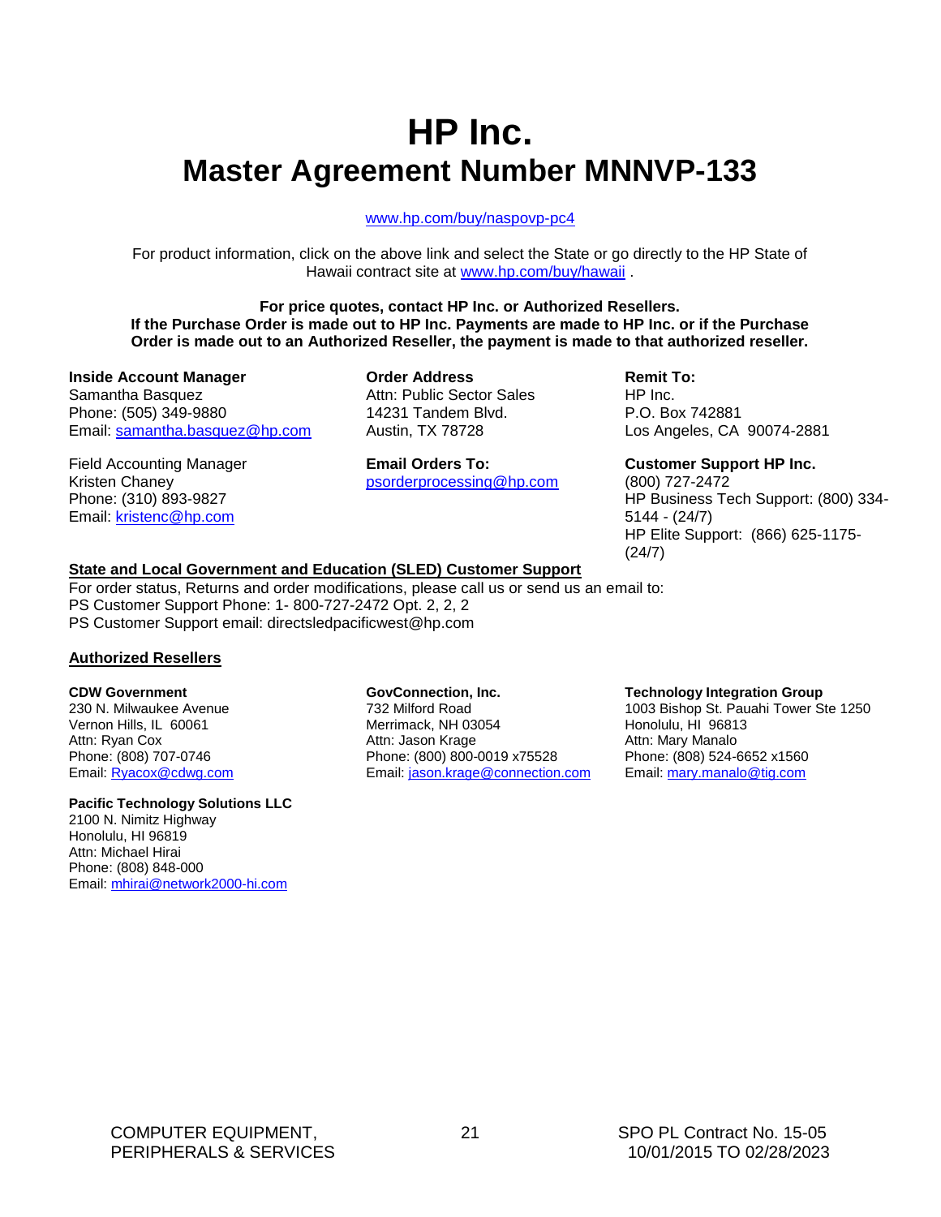# HP Inc.

## Master Agreement Number MNNVP-133

www.hp.com/buy/naspovp-pc4

For product information, click on the above link and select the State or go directly to the HP State of Hawaii contract site at www.hp.com/buy/hawaii .

**For price quotes, contact HP Inc. or Authorized Resellers.**
**If the Purchase Order is made out to HP Inc. Payments are made to HP Inc. or if the Purchase Order is made out to an Authorized Reseller, the payment is made to that authorized reseller.**

**Inside Account Manager**
Samantha Basquez
Phone: (505) 349-9880
Email: samantha.basquez@hp.com

Field Accounting Manager
Kristen Chaney
Phone: (310) 893-9827
Email: kristenc@hp.com

**Order Address**
Attn: Public Sector Sales
14231 Tandem Blvd.
Austin, TX 78728

**Email Orders To:**
psorderprocessing@hp.com

**Remit To:**
HP Inc.
P.O. Box 742881
Los Angeles, CA 90074-2881

**Customer Support HP Inc.**
(800) 727-2472
HP Business Tech Support: (800) 334-5144 - (24/7)
HP Elite Support: (866) 625-1175-(24/7)

**State and Local Government and Education (SLED) Customer Support**

For order status, Returns and order modifications, please call us or send us an email to:
PS Customer Support Phone: 1- 800-727-2472 Opt. 2, 2, 2
PS Customer Support email: directsledpacificwest@hp.com

**Authorized Resellers**

**CDW Government**
230 N. Milwaukee Avenue
Vernon Hills, IL 60061
Attn: Ryan Cox
Phone: (808) 707-0746
Email: Ryacox@cdwg.com

**GovConnection, Inc.**
732 Milford Road
Merrimack, NH 03054
Attn: Jason Krage
Phone: (800) 800-0019 x75528
Email: jason.krage@connection.com

**Technology Integration Group**
1003 Bishop St. Pauahi Tower Ste 1250
Honolulu, HI 96813
Attn: Mary Manalo
Phone: (808) 524-6652 x1560
Email: mary.manalo@tig.com

**Pacific Technology Solutions LLC**
2100 N. Nimitz Highway
Honolulu, HI 96819
Attn: Michael Hirai
Phone: (808) 848-000
Email: mhirai@network2000-hi.com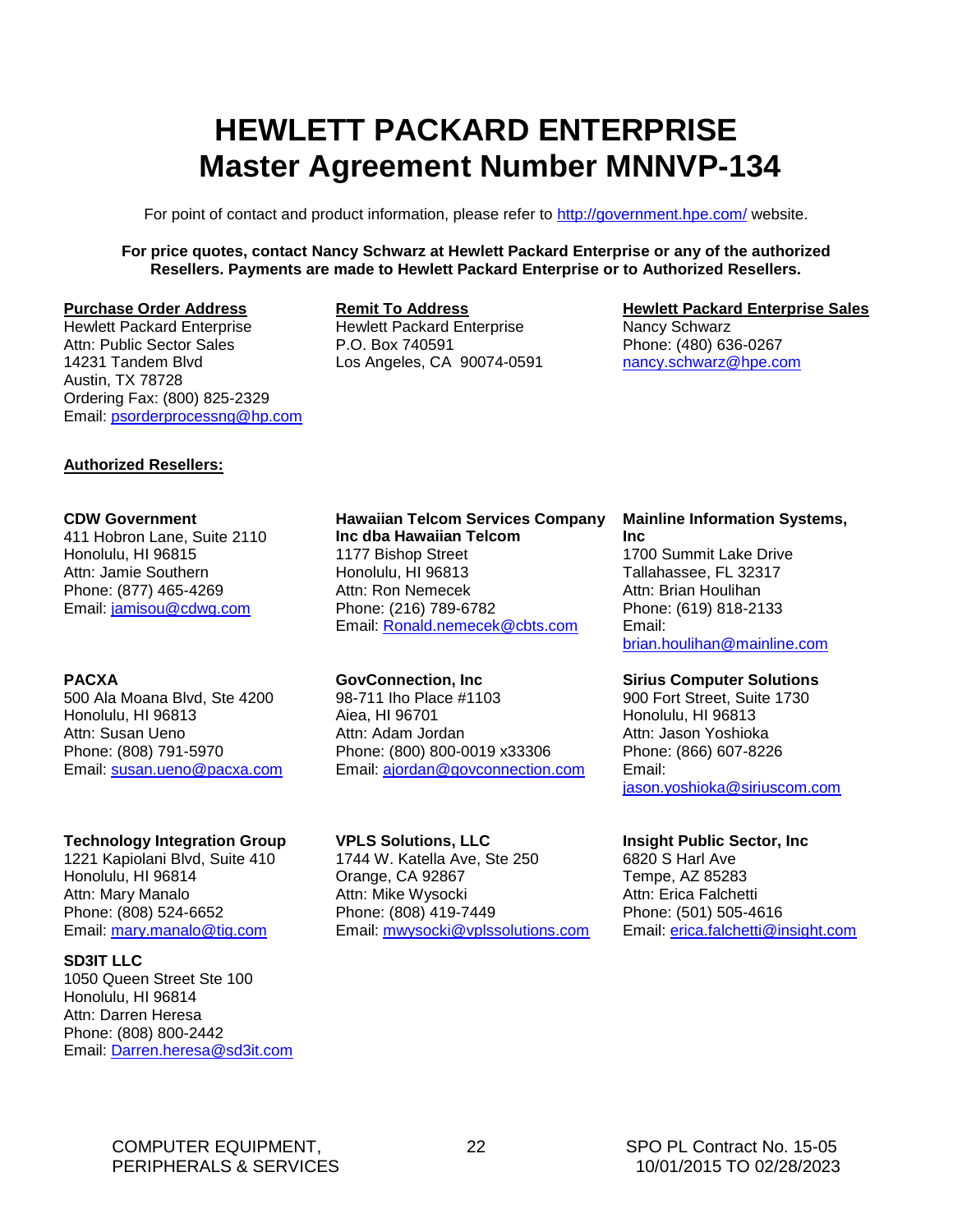# HEWLETT PACKARD ENTERPRISE
# Master Agreement Number MNNVP-134

For point of contact and product information, please refer to http://government.hpe.com/ website.

**For price quotes, contact Nancy Schwarz at Hewlett Packard Enterprise or any of the authorized Resellers. Payments are made to Hewlett Packard Enterprise or to Authorized Resellers.**

**Purchase Order Address**
Hewlett Packard Enterprise
Attn: Public Sector Sales
14231 Tandem Blvd
Austin, TX 78728
Ordering Fax: (800) 825-2329
Email: psorderprocessng@hp.com

**Remit To Address**
Hewlett Packard Enterprise
P.O. Box 740591
Los Angeles, CA 90074-0591

**Hewlett Packard Enterprise Sales**
Nancy Schwarz
Phone: (480) 636-0267
nancy.schwarz@hpe.com

**Authorized Resellers:**

**CDW Government**
411 Hobron Lane, Suite 2110
Honolulu, HI 96815
Attn: Jamie Southern
Phone: (877) 465-4269
Email: jamisou@cdwg.com

**Hawaiian Telcom Services Company Inc dba Hawaiian Telcom**
1177 Bishop Street
Honolulu, HI 96813
Attn: Ron Nemecek
Phone: (216) 789-6782
Email: Ronald.nemecek@cbts.com

**Mainline Information Systems, Inc**
1700 Summit Lake Drive
Tallahassee, FL 32317
Attn: Brian Houlihan
Phone: (619) 818-2133
Email: brian.houlihan@mainline.com

**PACXA**
500 Ala Moana Blvd, Ste 4200
Honolulu, HI 96813
Attn: Susan Ueno
Phone: (808) 791-5970
Email: susan.ueno@pacxa.com

**GovConnection, Inc**
98-711 Iho Place #1103
Aiea, HI 96701
Attn: Adam Jordan
Phone: (800) 800-0019 x33306
Email: ajordan@govconnection.com

**Sirius Computer Solutions**
900 Fort Street, Suite 1730
Honolulu, HI 96813
Attn: Jason Yoshioka
Phone: (866) 607-8226
Email: jason.yoshioka@siriuscom.com

**Technology Integration Group**
1221 Kapiolani Blvd, Suite 410
Honolulu, HI 96814
Attn: Mary Manalo
Phone: (808) 524-6652
Email: mary.manalo@tig.com

**VPLS Solutions, LLC**
1744 W. Katella Ave, Ste 250
Orange, CA 92867
Attn: Mike Wysocki
Phone: (808) 419-7449
Email: mwysocki@vplssolutions.com

**Insight Public Sector, Inc**
6820 S Harl Ave
Tempe, AZ 85283
Attn: Erica Falchetti
Phone: (501) 505-4616
Email: erica.falchetti@insight.com

**SD3IT LLC**
1050 Queen Street Ste 100
Honolulu, HI 96814
Attn: Darren Heresa
Phone: (808) 800-2442
Email: Darren.heresa@sd3it.com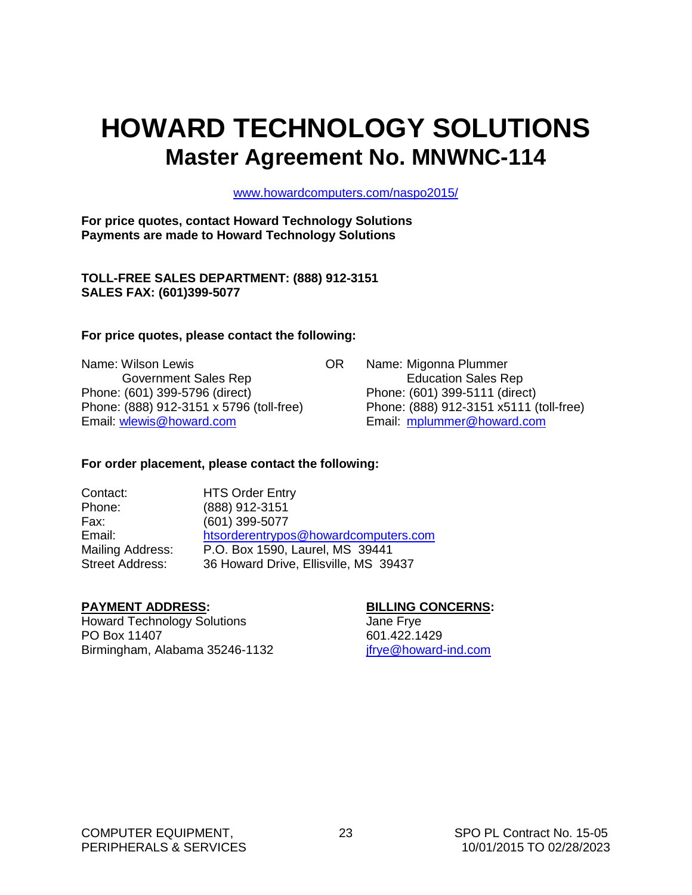# HOWARD TECHNOLOGY SOLUTIONS

## Master Agreement No. MNWNC-114

www.howardcomputers.com/naspo2015/

**For price quotes, contact Howard Technology Solutions**
**Payments are made to Howard Technology Solutions**

**TOLL-FREE SALES DEPARTMENT: (888) 912-3151**
**SALES FAX: (601)399-5077**

**For price quotes, please contact the following:**

Name: Wilson Lewis
Government Sales Rep
Phone: (601) 399-5796 (direct)
Phone: (888) 912-3151 x 5796 (toll-free)
Email: wlewis@howard.com

OR

Name: Migonna Plummer
Education Sales Rep
Phone: (601) 399-5111 (direct)
Phone: (888) 912-3151 x5111 (toll-free)
Email: mplummer@howard.com

**For order placement, please contact the following:**

| | |
|---|---|
| Contact: | HTS Order Entry |
| Phone: | (888) 912-3151 |
| Fax: | (601) 399-5077 |
| Email: | htsorderentrypos@howardcomputers.com |
| Mailing Address: | P.O. Box 1590, Laurel, MS 39441 |
| Street Address: | 36 Howard Drive, Ellisville, MS 39437 |

**PAYMENT ADDRESS:**
Howard Technology Solutions
PO Box 11407
Birmingham, Alabama 35246-1132

**BILLING CONCERNS:**
Jane Frye
601.422.1429
jfrye@howard-ind.com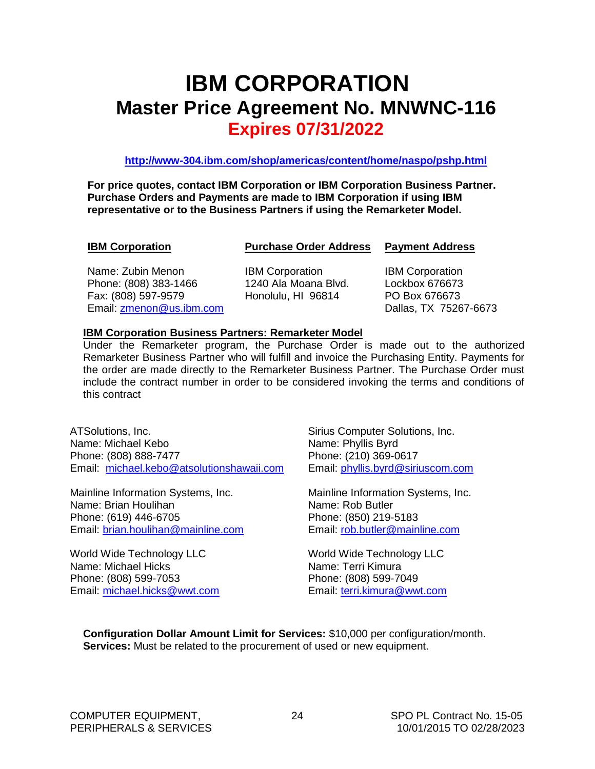# IBM CORPORATION

## Master Price Agreement No. MNWNC-116

## Expires 07/31/2022

**http://www-304.ibm.com/shop/americas/content/home/naspo/pshp.html**

**For price quotes, contact IBM Corporation or IBM Corporation Business Partner. Purchase Orders and Payments are made to IBM Corporation if using IBM representative or to the Business Partners if using the Remarketer Model.**

| **IBM Corporation** | **Purchase Order Address** | **Payment Address** |
|---|---|---|
| Name: Zubin Menon<br>Phone: (808) 383-1466<br>Fax: (808) 597-9579<br>Email: zmenon@us.ibm.com | IBM Corporation<br>1240 Ala Moana Blvd.<br>Honolulu, HI 96814 | IBM Corporation<br>Lockbox 676673<br>PO Box 676673<br>Dallas, TX 75267-6673 |

**IBM Corporation Business Partners: Remarketer Model**

Under the Remarketer program, the Purchase Order is made out to the authorized Remarketer Business Partner who will fulfill and invoice the Purchasing Entity. Payments for the order are made directly to the Remarketer Business Partner. The Purchase Order must include the contract number in order to be considered invoking the terms and conditions of this contract

ATSolutions, Inc.
Name: Michael Kebo
Phone: (808) 888-7477
Email: michael.kebo@atsolutionshawaii.com

Sirius Computer Solutions, Inc.
Name: Phyllis Byrd
Phone: (210) 369-0617
Email: phyllis.byrd@siriuscom.com

Mainline Information Systems, Inc.
Name: Brian Houlihan
Phone: (619) 446-6705
Email: brian.houlihan@mainline.com

Mainline Information Systems, Inc.
Name: Rob Butler
Phone: (850) 219-5183
Email: rob.butler@mainline.com

World Wide Technology LLC
Name: Michael Hicks
Phone: (808) 599-7053
Email: michael.hicks@wwt.com

World Wide Technology LLC
Name: Terri Kimura
Phone: (808) 599-7049
Email: terri.kimura@wwt.com

**Configuration Dollar Amount Limit for Services:** $10,000 per configuration/month.
**Services:** Must be related to the procurement of used or new equipment.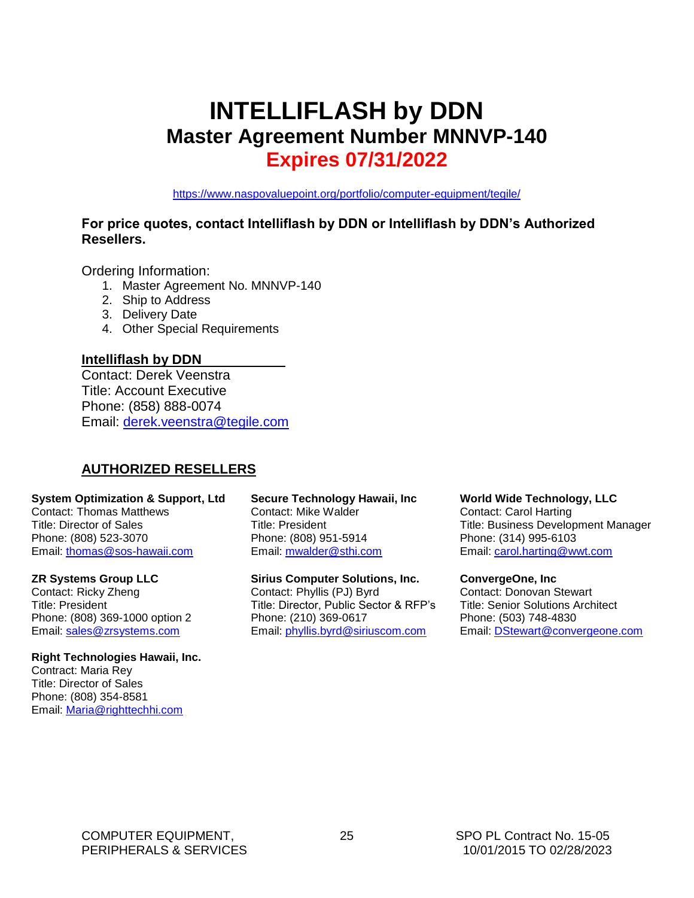# INTELLIFLASH by DDN

## Master Agreement Number MNNVP-140

## Expires 07/31/2022

https://www.naspovaluepoint.org/portfolio/computer-equipment/tegile/

**For price quotes, contact Intelliflash by DDN or Intelliflash by DDN's Authorized Resellers.**

Ordering Information:

1. Master Agreement No. MNNVP-140
2. Ship to Address
3. Delivery Date
4. Other Special Requirements

**Intelliflash by DDN**

Contact: Derek Veenstra
Title: Account Executive
Phone: (858) 888-0074
Email: derek.veenstra@tegile.com

### AUTHORIZED RESELLERS

**System Optimization & Support, Ltd**
Contact: Thomas Matthews
Title: Director of Sales
Phone: (808) 523-3070
Email: thomas@sos-hawaii.com

**Secure Technology Hawaii, Inc**
Contact: Mike Walder
Title: President
Phone: (808) 951-5914
Email: mwalder@sthi.com

**World Wide Technology, LLC**
Contact: Carol Harting
Title: Business Development Manager
Phone: (314) 995-6103
Email: carol.harting@wwt.com

**ZR Systems Group LLC**
Contact: Ricky Zheng
Title: President
Phone: (808) 369-1000 option 2
Email: sales@zrsystems.com

**Sirius Computer Solutions, Inc.**
Contact: Phyllis (PJ) Byrd
Title: Director, Public Sector & RFP's
Phone: (210) 369-0617
Email: phyllis.byrd@siriuscom.com

**ConvergeOne, Inc**
Contact: Donovan Stewart
Title: Senior Solutions Architect
Phone: (503) 748-4830
Email: DStewart@convergeone.com

**Right Technologies Hawaii, Inc.**
Contract: Maria Rey
Title: Director of Sales
Phone: (808) 354-8581
Email: Maria@righttechhi.com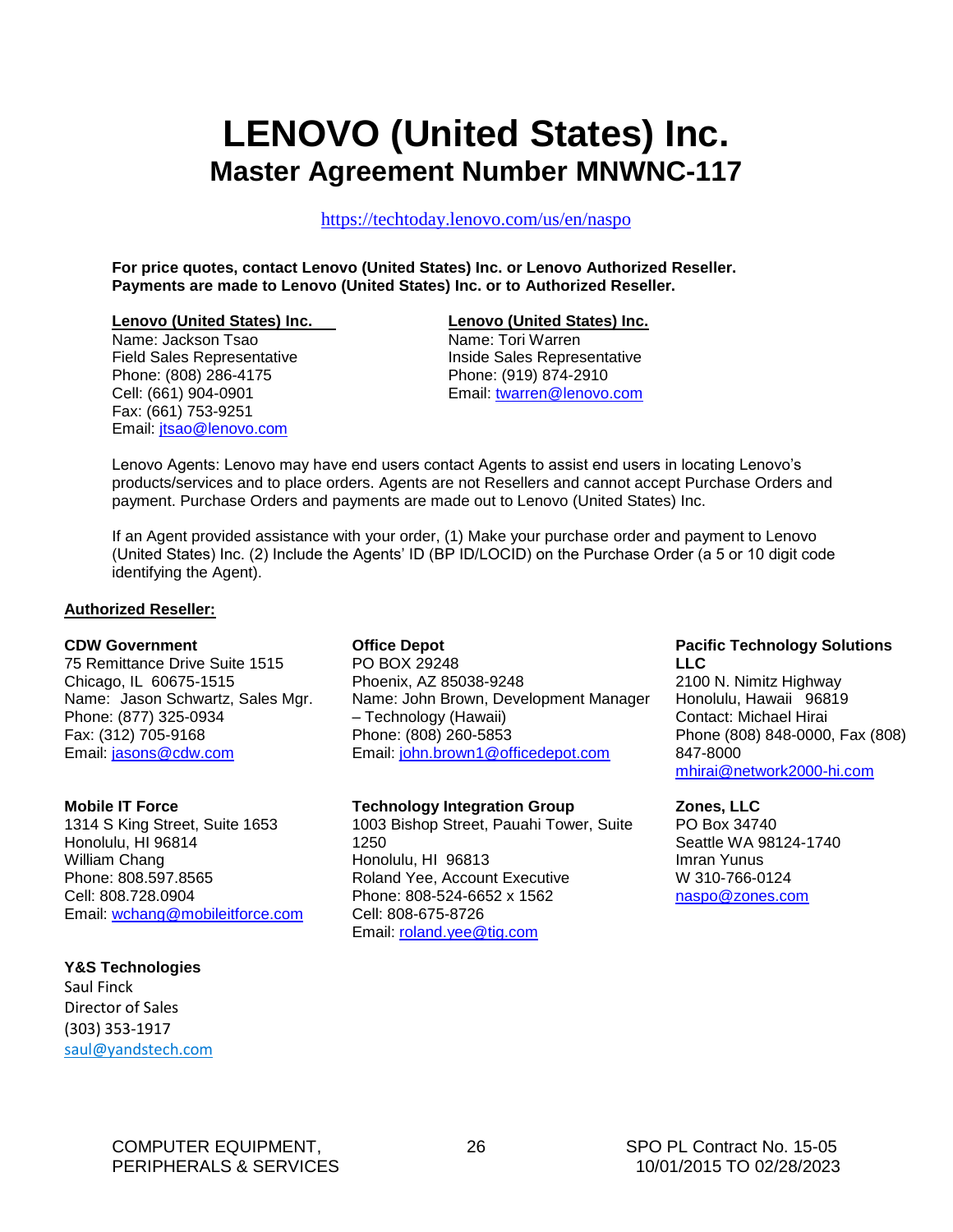# LENOVO (United States) Inc.

## Master Agreement Number MNWNC-117

https://techtoday.lenovo.com/us/en/naspo

**For price quotes, contact Lenovo (United States) Inc. or Lenovo Authorized Reseller.**
**Payments are made to Lenovo (United States) Inc. or to Authorized Reseller.**

**Lenovo (United States) Inc.**
Name: Jackson Tsao
Field Sales Representative
Phone: (808) 286-4175
Cell: (661) 904-0901
Fax: (661) 753-9251
Email: jtsao@lenovo.com

**Lenovo (United States) Inc.**
Name: Tori Warren
Inside Sales Representative
Phone: (919) 874-2910
Email: twarren@lenovo.com

Lenovo Agents: Lenovo may have end users contact Agents to assist end users in locating Lenovo's products/services and to place orders. Agents are not Resellers and cannot accept Purchase Orders and payment. Purchase Orders and payments are made out to Lenovo (United States) Inc.

If an Agent provided assistance with your order, (1) Make your purchase order and payment to Lenovo (United States) Inc. (2) Include the Agents' ID (BP ID/LOCID) on the Purchase Order (a 5 or 10 digit code identifying the Agent).

**Authorized Reseller:**

**CDW Government**
75 Remittance Drive Suite 1515
Chicago, IL 60675-1515
Name: Jason Schwartz, Sales Mgr.
Phone: (877) 325-0934
Fax: (312) 705-9168
Email: jasons@cdw.com

**Office Depot**
PO BOX 29248
Phoenix, AZ 85038-9248
Name: John Brown, Development Manager – Technology (Hawaii)
Phone: (808) 260-5853
Email: john.brown1@officedepot.com

**Pacific Technology Solutions LLC**
2100 N. Nimitz Highway
Honolulu, Hawaii 96819
Contact: Michael Hirai
Phone (808) 848-0000, Fax (808) 847-8000
mhirai@network2000-hi.com

**Mobile IT Force**
1314 S King Street, Suite 1653
Honolulu, HI 96814
William Chang
Phone: 808.597.8565
Cell: 808.728.0904
Email: wchang@mobileitforce.com

**Technology Integration Group**
1003 Bishop Street, Pauahi Tower, Suite 1250
Honolulu, HI 96813
Roland Yee, Account Executive
Phone: 808-524-6652 x 1562
Cell: 808-675-8726
Email: roland.yee@tig.com

**Zones, LLC**
PO Box 34740
Seattle WA 98124-1740
Imran Yunus
W 310-766-0124
naspo@zones.com

**Y&S Technologies**
Saul Finck
Director of Sales
(303) 353-1917
saul@yandstech.com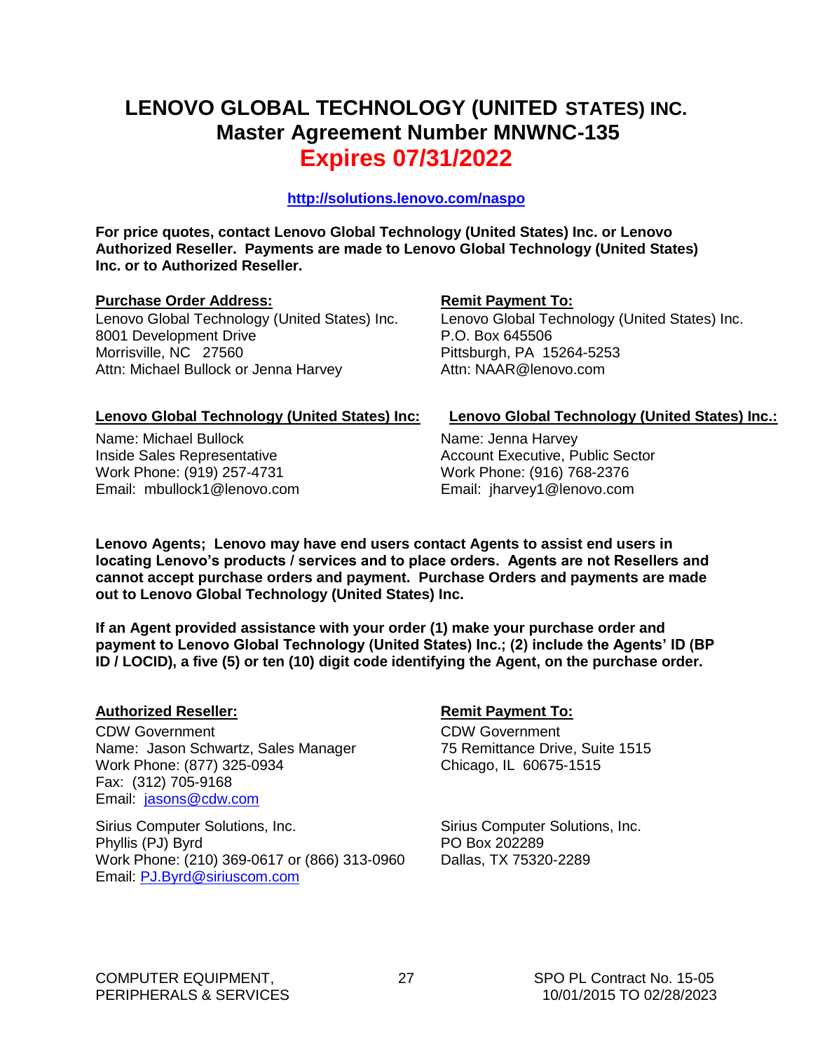# LENOVO GLOBAL TECHNOLOGY (UNITED STATES) INC.

## Master Agreement Number MNWNC-135

## Expires 07/31/2022

**http://solutions.lenovo.com/naspo**

**For price quotes, contact Lenovo Global Technology (United States) Inc. or Lenovo Authorized Reseller. Payments are made to Lenovo Global Technology (United States) Inc. or to Authorized Reseller.**

**Purchase Order Address:**
Lenovo Global Technology (United States) Inc.
8001 Development Drive
Morrisville, NC 27560
Attn: Michael Bullock or Jenna Harvey

**Remit Payment To:**
Lenovo Global Technology (United States) Inc.
P.O. Box 645506
Pittsburgh, PA 15264-5253
Attn: NAAR@lenovo.com

**Lenovo Global Technology (United States) Inc:**
Name: Michael Bullock
Inside Sales Representative
Work Phone: (919) 257-4731
Email: mbullock1@lenovo.com

**Lenovo Global Technology (United States) Inc.:**
Name: Jenna Harvey
Account Executive, Public Sector
Work Phone: (916) 768-2376
Email: jharvey1@lenovo.com

**Lenovo Agents; Lenovo may have end users contact Agents to assist end users in locating Lenovo's products / services and to place orders. Agents are not Resellers and cannot accept purchase orders and payment. Purchase Orders and payments are made out to Lenovo Global Technology (United States) Inc.**

**If an Agent provided assistance with your order (1) make your purchase order and payment to Lenovo Global Technology (United States) Inc.; (2) include the Agents' ID (BP ID / LOCID), a five (5) or ten (10) digit code identifying the Agent, on the purchase order.**

**Authorized Reseller:**
CDW Government
Name: Jason Schwartz, Sales Manager
Work Phone: (877) 325-0934
Fax: (312) 705-9168
Email: jasons@cdw.com

**Remit Payment To:**
CDW Government
75 Remittance Drive, Suite 1515
Chicago, IL 60675-1515

Sirius Computer Solutions, Inc.
Phyllis (PJ) Byrd
Work Phone: (210) 369-0617 or (866) 313-0960
Email: PJ.Byrd@siriuscom.com

Sirius Computer Solutions, Inc.
PO Box 202289
Dallas, TX 75320-2289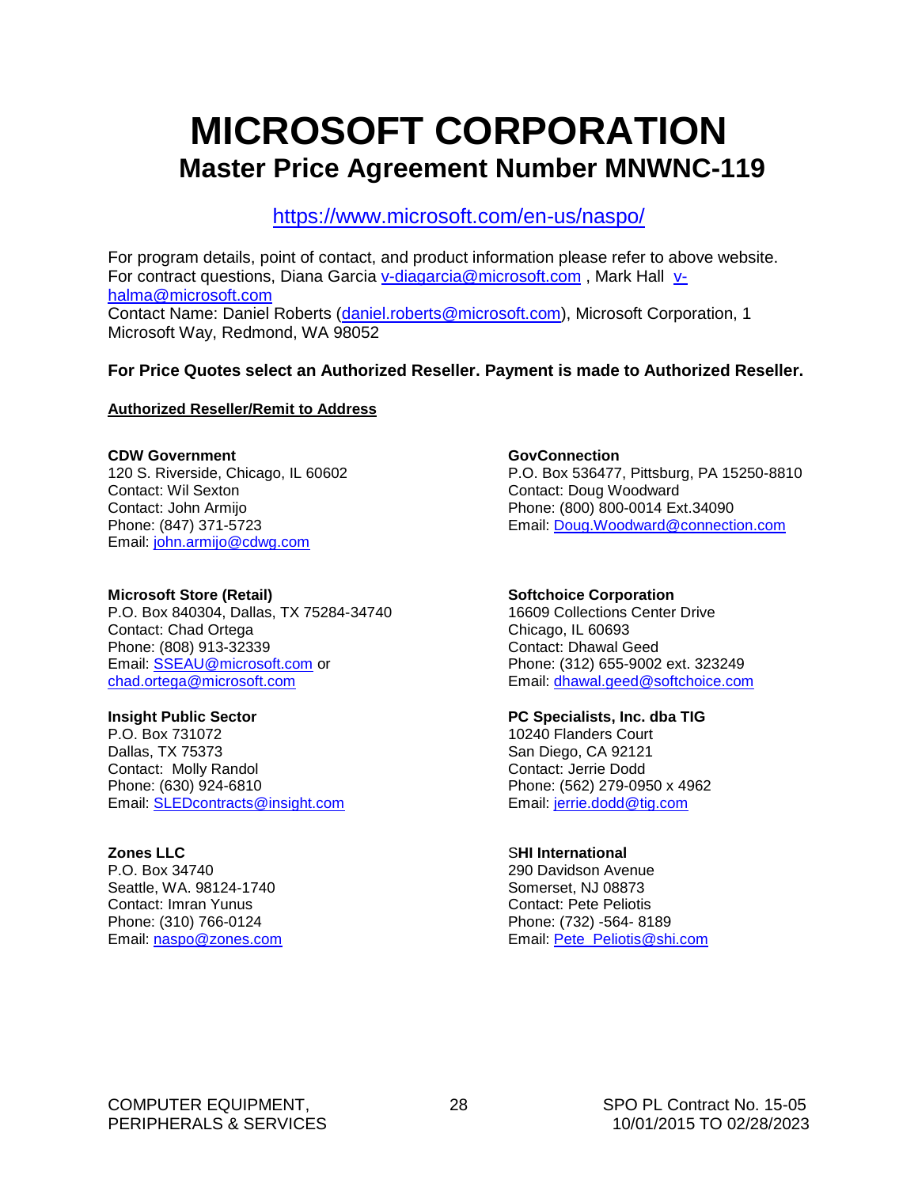# MICROSOFT CORPORATION

## Master Price Agreement Number MNWNC-119

https://www.microsoft.com/en-us/naspo/

For program details, point of contact, and product information please refer to above website.
For contract questions, Diana Garcia v-diagarcia@microsoft.com , Mark Hall v-halma@microsoft.com
Contact Name: Daniel Roberts (daniel.roberts@microsoft.com), Microsoft Corporation, 1 Microsoft Way, Redmond, WA 98052

**For Price Quotes select an Authorized Reseller. Payment is made to Authorized Reseller.**

**Authorized Reseller/Remit to Address**

**CDW Government**
120 S. Riverside, Chicago, IL 60602
Contact: Wil Sexton
Contact: John Armijo
Phone: (847) 371-5723
Email: john.armijo@cdwg.com

**GovConnection**
P.O. Box 536477, Pittsburg, PA 15250-8810
Contact: Doug Woodward
Phone: (800) 800-0014 Ext.34090
Email: Doug.Woodward@connection.com

**Microsoft Store (Retail)**
P.O. Box 840304, Dallas, TX 75284-34740
Contact: Chad Ortega
Phone: (808) 913-32339
Email: SSEAU@microsoft.com or chad.ortega@microsoft.com

**Softchoice Corporation**
16609 Collections Center Drive
Chicago, IL 60693
Contact: Dhawal Geed
Phone: (312) 655-9002 ext. 323249
Email: dhawal.geed@softchoice.com

**Insight Public Sector**
P.O. Box 731072
Dallas, TX 75373
Contact: Molly Randol
Phone: (630) 924-6810
Email: SLEDcontracts@insight.com

**PC Specialists, Inc. dba TIG**
10240 Flanders Court
San Diego, CA 92121
Contact: Jerrie Dodd
Phone: (562) 279-0950 x 4962
Email: jerrie.dodd@tig.com

**Zones LLC**
P.O. Box 34740
Seattle, WA. 98124-1740
Contact: Imran Yunus
Phone: (310) 766-0124
Email: naspo@zones.com

**SHI International**
290 Davidson Avenue
Somerset, NJ 08873
Contact: Pete Peliotis
Phone: (732) -564- 8189
Email: Pete_Peliotis@shi.com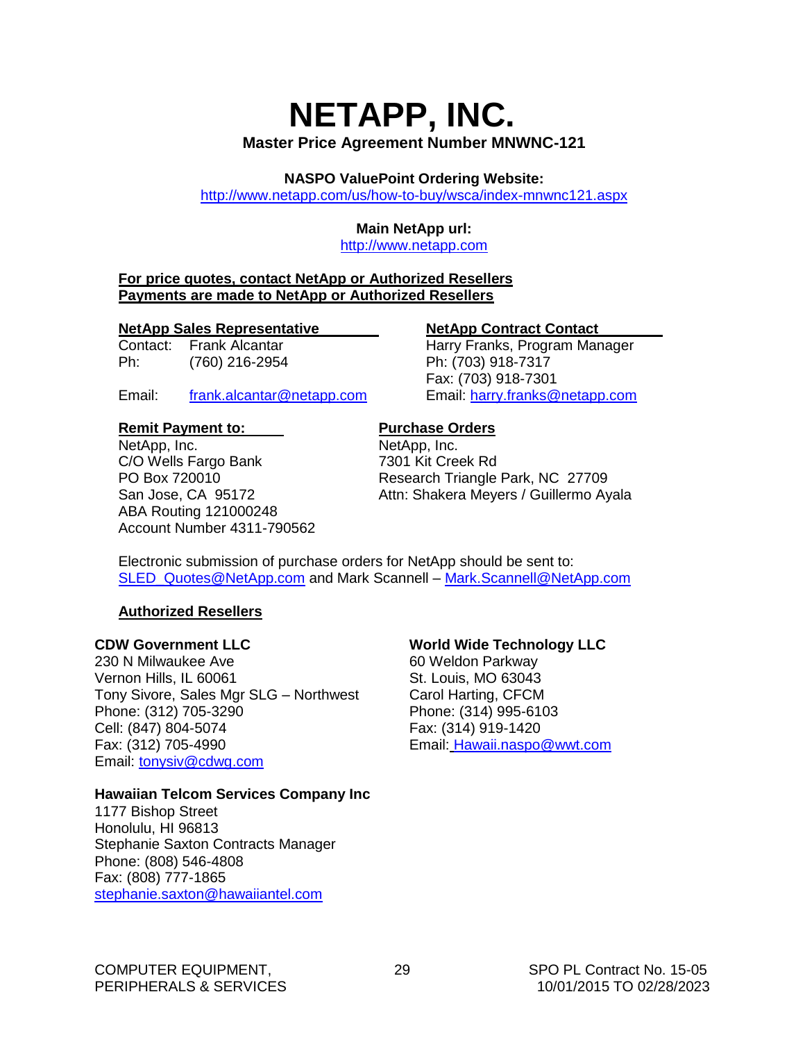# NETAPP, INC.

**Master Price Agreement Number MNWNC-121**

**NASPO ValuePoint Ordering Website:**
http://www.netapp.com/us/how-to-buy/wsca/index-mnwnc121.aspx

**Main NetApp url:**
http://www.netapp.com

**For price quotes, contact NetApp or Authorized Resellers**
**Payments are made to NetApp or Authorized Resellers**

**NetApp Sales Representative**
Contact: Frank Alcantar
Ph: (760) 216-2954
Email: frank.alcantar@netapp.com

**NetApp Contract Contact**
Harry Franks, Program Manager
Ph: (703) 918-7317
Fax: (703) 918-7301
Email: harry.franks@netapp.com

**Remit Payment to:**
NetApp, Inc.
C/O Wells Fargo Bank
PO Box 720010
San Jose, CA 95172
ABA Routing 121000248
Account Number 4311-790562

**Purchase Orders**
NetApp, Inc.
7301 Kit Creek Rd
Research Triangle Park, NC 27709
Attn: Shakera Meyers / Guillermo Ayala

Electronic submission of purchase orders for NetApp should be sent to:
SLED_Quotes@NetApp.com and Mark Scannell – Mark.Scannell@NetApp.com

**Authorized Resellers**

**CDW Government LLC**
230 N Milwaukee Ave
Vernon Hills, IL 60061
Tony Sivore, Sales Mgr SLG – Northwest
Phone: (312) 705-3290
Cell: (847) 804-5074
Fax: (312) 705-4990
Email: tonysiv@cdwg.com

**World Wide Technology LLC**
60 Weldon Parkway
St. Louis, MO 63043
Carol Harting, CFCM
Phone: (314) 995-6103
Fax: (314) 919-1420
Email: Hawaii.naspo@wwt.com

**Hawaiian Telcom Services Company Inc**
1177 Bishop Street
Honolulu, HI 96813
Stephanie Saxton Contracts Manager
Phone: (808) 546-4808
Fax: (808) 777-1865
stephanie.saxton@hawaiiantel.com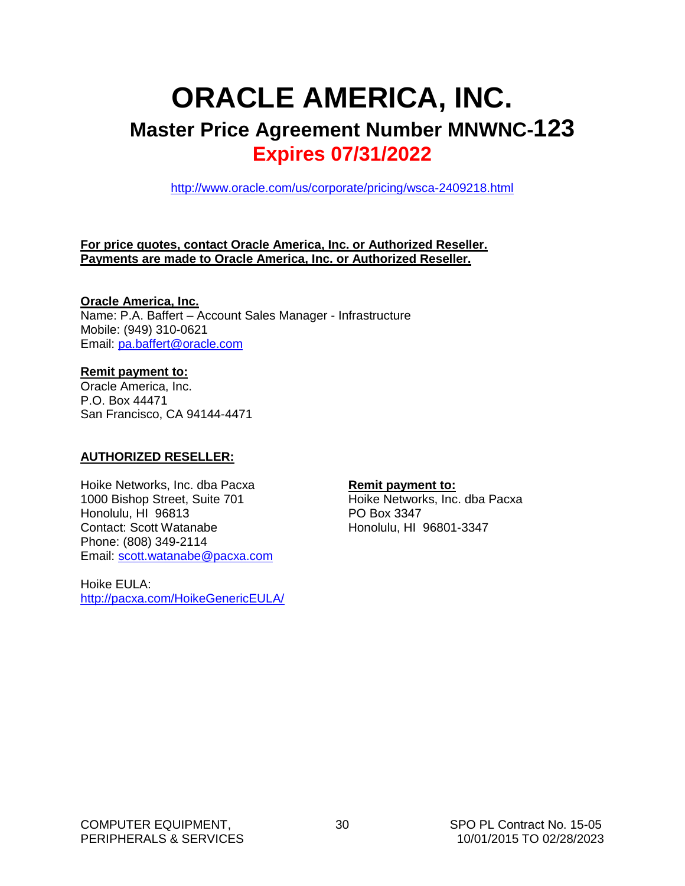# ORACLE AMERICA, INC.

## Master Price Agreement Number MNWNC-123

## Expires 07/31/2022

http://www.oracle.com/us/corporate/pricing/wsca-2409218.html

**For price quotes, contact Oracle America, Inc. or Authorized Reseller.**
**Payments are made to Oracle America, Inc. or Authorized Reseller.**

**Oracle America, Inc.**
Name: P.A. Baffert – Account Sales Manager - Infrastructure
Mobile: (949) 310-0621
Email: pa.baffert@oracle.com

**Remit payment to:**
Oracle America, Inc.
P.O. Box 44471
San Francisco, CA 94144-4471

**AUTHORIZED RESELLER:**

Hoike Networks, Inc. dba Pacxa
1000 Bishop Street, Suite 701
Honolulu, HI 96813
Contact: Scott Watanabe
Phone: (808) 349-2114
Email: scott.watanabe@pacxa.com

**Remit payment to:**
Hoike Networks, Inc. dba Pacxa
PO Box 3347
Honolulu, HI 96801-3347

Hoike EULA:
http://pacxa.com/HoikeGenericEULA/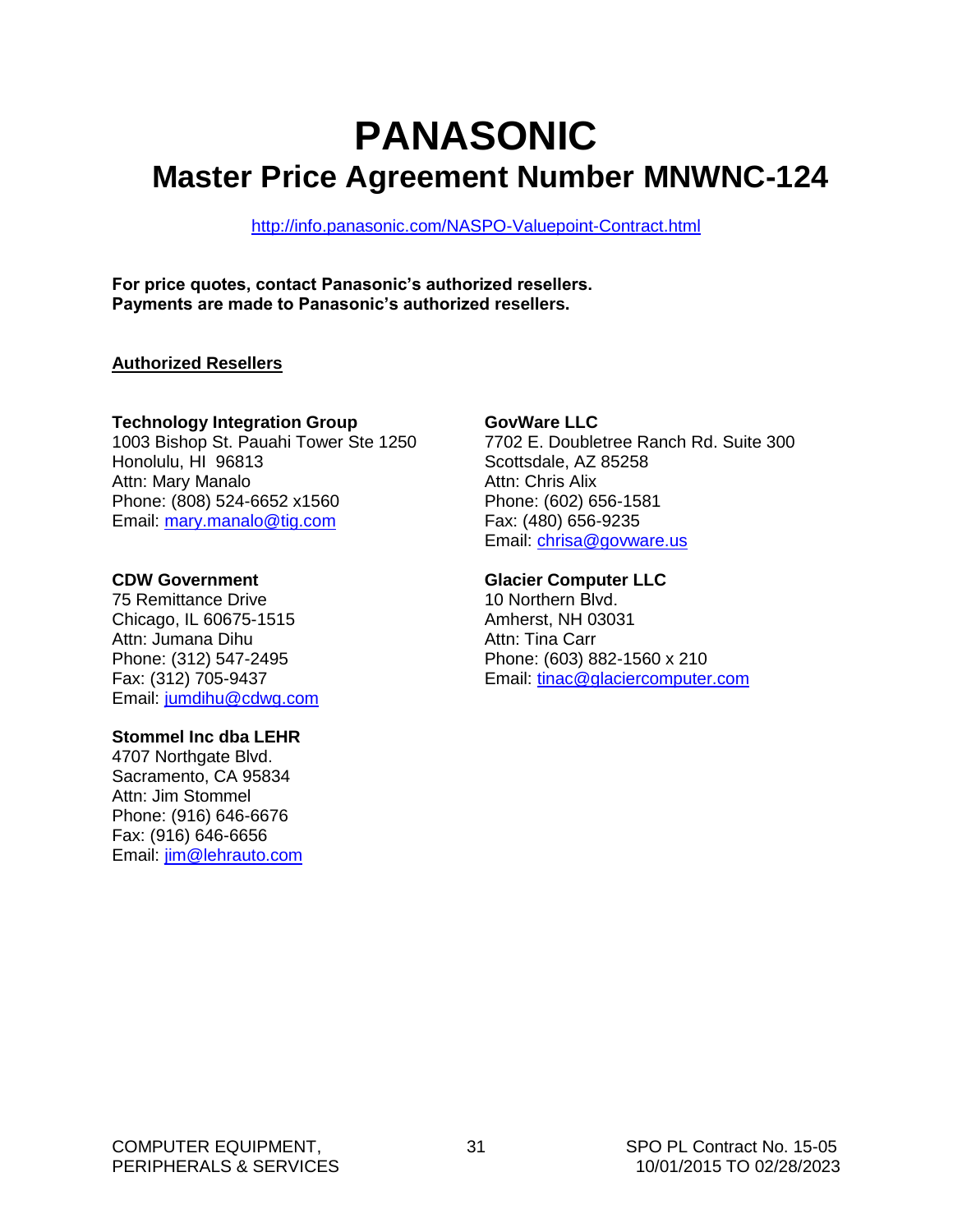# PANASONIC

## Master Price Agreement Number MNWNC-124

http://info.panasonic.com/NASPO-Valuepoint-Contract.html

**For price quotes, contact Panasonic's authorized resellers.**
**Payments are made to Panasonic's authorized resellers.**

**Authorized Resellers**

**Technology Integration Group**
1003 Bishop St. Pauahi Tower Ste 1250
Honolulu, HI 96813
Attn: Mary Manalo
Phone: (808) 524-6652 x1560
Email: mary.manalo@tig.com

**CDW Government**
75 Remittance Drive
Chicago, IL 60675-1515
Attn: Jumana Dihu
Phone: (312) 547-2495
Fax: (312) 705-9437
Email: jumdihu@cdwg.com

**Stommel Inc dba LEHR**
4707 Northgate Blvd.
Sacramento, CA 95834
Attn: Jim Stommel
Phone: (916) 646-6676
Fax: (916) 646-6656
Email: jim@lehrauto.com

**GovWare LLC**
7702 E. Doubletree Ranch Rd. Suite 300
Scottsdale, AZ 85258
Attn: Chris Alix
Phone: (602) 656-1581
Fax: (480) 656-9235
Email: chrisa@govware.us

**Glacier Computer LLC**
10 Northern Blvd.
Amherst, NH 03031
Attn: Tina Carr
Phone: (603) 882-1560 x 210
Email: tinac@glaciercomputer.com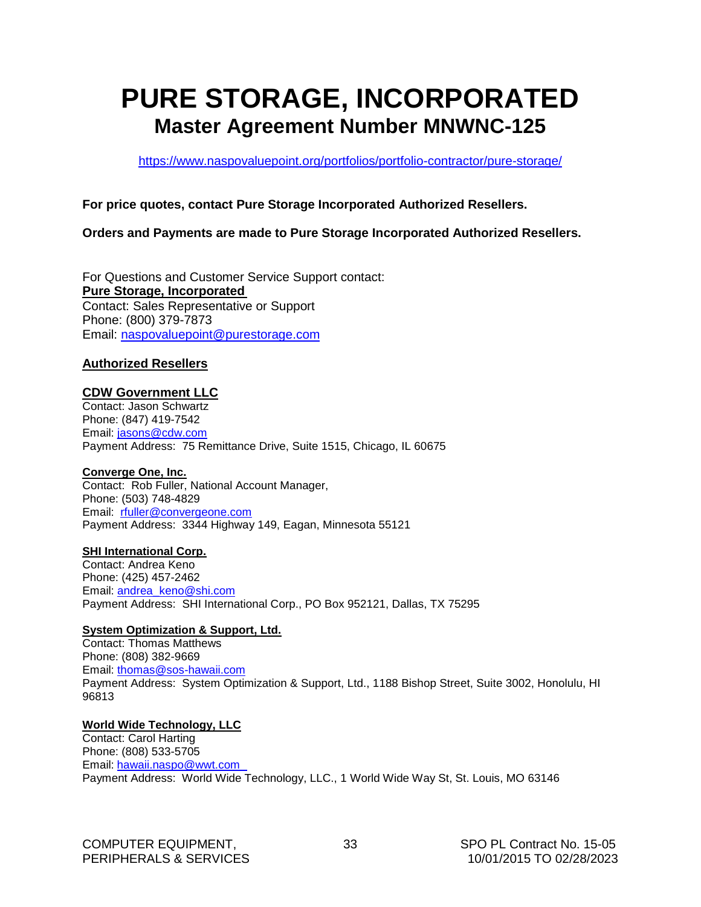# PURE STORAGE, INCORPORATED

## Master Agreement Number MNWNC-125

https://www.naspovaluepoint.org/portfolios/portfolio-contractor/pure-storage/

**For price quotes, contact Pure Storage Incorporated Authorized Resellers.**

**Orders and Payments are made to Pure Storage Incorporated Authorized Resellers.**

For Questions and Customer Service Support contact:
**Pure Storage, Incorporated**
Contact: Sales Representative or Support
Phone: (800) 379-7873
Email: naspovaluepoint@purestorage.com

**Authorized Resellers**

**CDW Government LLC**
Contact: Jason Schwartz
Phone: (847) 419-7542
Email: jasons@cdw.com
Payment Address: 75 Remittance Drive, Suite 1515, Chicago, IL 60675

**Converge One, Inc.**
Contact: Rob Fuller, National Account Manager,
Phone: (503) 748-4829
Email: rfuller@convergeone.com
Payment Address: 3344 Highway 149, Eagan, Minnesota 55121

**SHI International Corp.**
Contact: Andrea Keno
Phone: (425) 457-2462
Email: andrea_keno@shi.com
Payment Address: SHI International Corp., PO Box 952121, Dallas, TX 75295

**System Optimization & Support, Ltd.**
Contact: Thomas Matthews
Phone: (808) 382-9669
Email: thomas@sos-hawaii.com
Payment Address: System Optimization & Support, Ltd., 1188 Bishop Street, Suite 3002, Honolulu, HI 96813

**World Wide Technology, LLC**
Contact: Carol Harting
Phone: (808) 533-5705
Email: hawaii.naspo@wwt.com
Payment Address: World Wide Technology, LLC., 1 World Wide Way St, St. Louis, MO 63146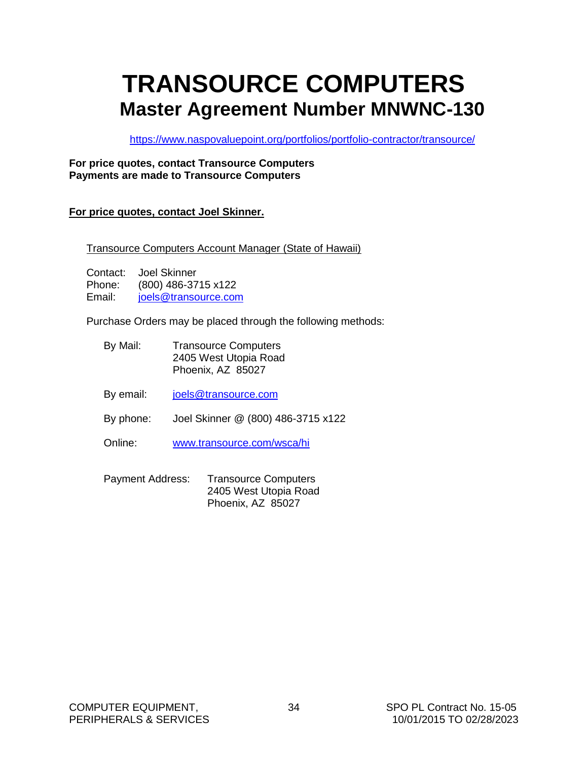# TRANSOURCE COMPUTERS

## Master Agreement Number MNWNC-130

https://www.naspovaluepoint.org/portfolios/portfolio-contractor/transource/

**For price quotes, contact Transource Computers**
**Payments are made to Transource Computers**

**For price quotes, contact Joel Skinner.**

Transource Computers Account Manager (State of Hawaii)

Contact: Joel Skinner
Phone: (800) 486-3715 x122
Email: joels@transource.com

Purchase Orders may be placed through the following methods:

By Mail: Transource Computers
2405 West Utopia Road
Phoenix, AZ 85027

By email: joels@transource.com

By phone: Joel Skinner @ (800) 486-3715 x122

Online: www.transource.com/wsca/hi

Payment Address: Transource Computers
2405 West Utopia Road
Phoenix, AZ 85027